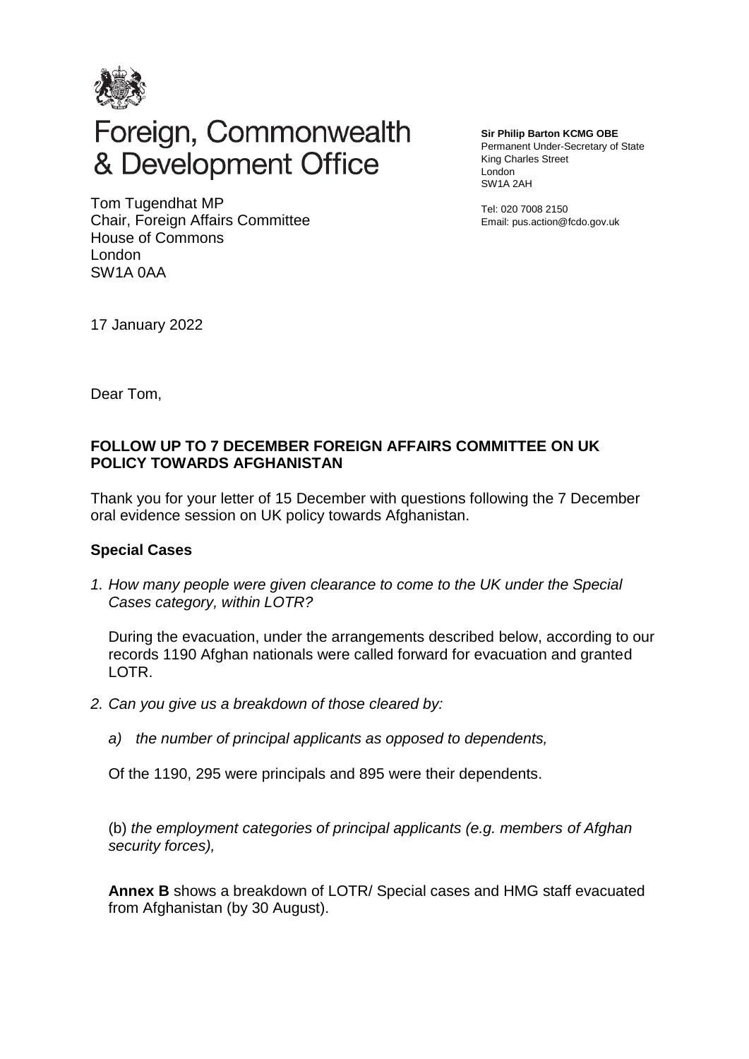# Foreign, Commonwealth & Development Office

**Sir Philip Barton KCMG OBE**
Permanent Under-Secretary of State
King Charles Street
London
SW1A 2AH

Tel: 020 7008 2150
Email: pus.action@fcdo.gov.uk

Tom Tugendhat MP
Chair, Foreign Affairs Committee
House of Commons
London
SW1A 0AA

17 January 2022

Dear Tom,

**FOLLOW UP TO 7 DECEMBER FOREIGN AFFAIRS COMMITTEE ON UK POLICY TOWARDS AFGHANISTAN**

Thank you for your letter of 15 December with questions following the 7 December oral evidence session on UK policy towards Afghanistan.

**Special Cases**

1. *How many people were given clearance to come to the UK under the Special Cases category, within LOTR?*

   During the evacuation, under the arrangements described below, according to our records 1190 Afghan nationals were called forward for evacuation and granted LOTR.

2. *Can you give us a breakdown of those cleared by:*

   a) *the number of principal applicants as opposed to dependents,*

   Of the 1190, 295 were principals and 895 were their dependents.

   (b) *the employment categories of principal applicants (e.g. members of Afghan security forces),*

   **Annex B** shows a breakdown of LOTR/ Special cases and HMG staff evacuated from Afghanistan (by 30 August).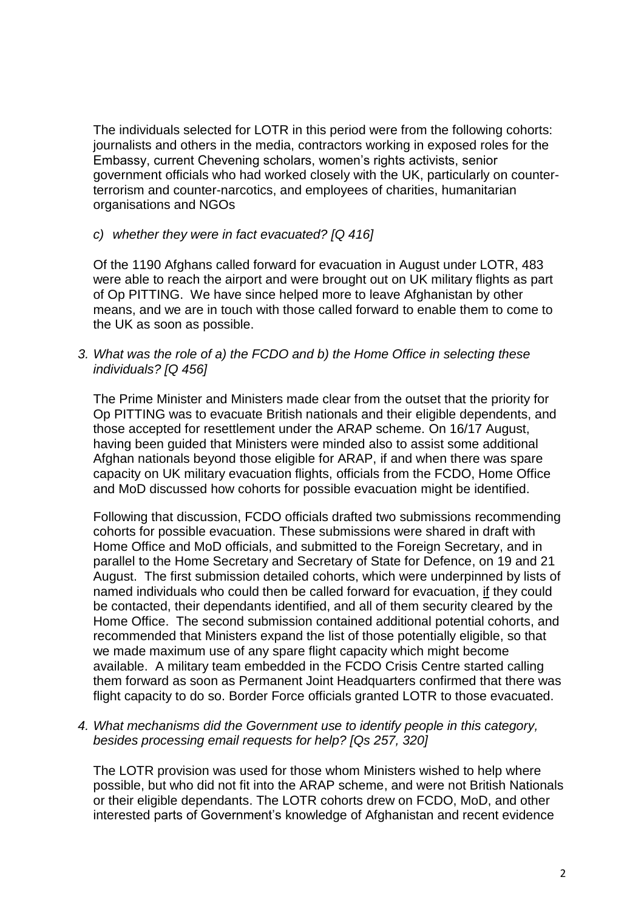The individuals selected for LOTR in this period were from the following cohorts: journalists and others in the media, contractors working in exposed roles for the Embassy, current Chevening scholars, women's rights activists, senior government officials who had worked closely with the UK, particularly on counter-terrorism and counter-narcotics, and employees of charities, humanitarian organisations and NGOs

c) *whether they were in fact evacuated? [Q 416]*

Of the 1190 Afghans called forward for evacuation in August under LOTR, 483 were able to reach the airport and were brought out on UK military flights as part of Op PITTING. We have since helped more to leave Afghanistan by other means, and we are in touch with those called forward to enable them to come to the UK as soon as possible.

3. *What was the role of a) the FCDO and b) the Home Office in selecting these individuals? [Q 456]*

The Prime Minister and Ministers made clear from the outset that the priority for Op PITTING was to evacuate British nationals and their eligible dependents, and those accepted for resettlement under the ARAP scheme. On 16/17 August, having been guided that Ministers were minded also to assist some additional Afghan nationals beyond those eligible for ARAP, if and when there was spare capacity on UK military evacuation flights, officials from the FCDO, Home Office and MoD discussed how cohorts for possible evacuation might be identified.

Following that discussion, FCDO officials drafted two submissions recommending cohorts for possible evacuation. These submissions were shared in draft with Home Office and MoD officials, and submitted to the Foreign Secretary, and in parallel to the Home Secretary and Secretary of State for Defence, on 19 and 21 August. The first submission detailed cohorts, which were underpinned by lists of named individuals who could then be called forward for evacuation, <u>if</u> they could be contacted, their dependants identified, and all of them security cleared by the Home Office. The second submission contained additional potential cohorts, and recommended that Ministers expand the list of those potentially eligible, so that we made maximum use of any spare flight capacity which might become available. A military team embedded in the FCDO Crisis Centre started calling them forward as soon as Permanent Joint Headquarters confirmed that there was flight capacity to do so. Border Force officials granted LOTR to those evacuated.

4. *What mechanisms did the Government use to identify people in this category, besides processing email requests for help? [Qs 257, 320]*

The LOTR provision was used for those whom Ministers wished to help where possible, but who did not fit into the ARAP scheme, and were not British Nationals or their eligible dependants. The LOTR cohorts drew on FCDO, MoD, and other interested parts of Government's knowledge of Afghanistan and recent evidence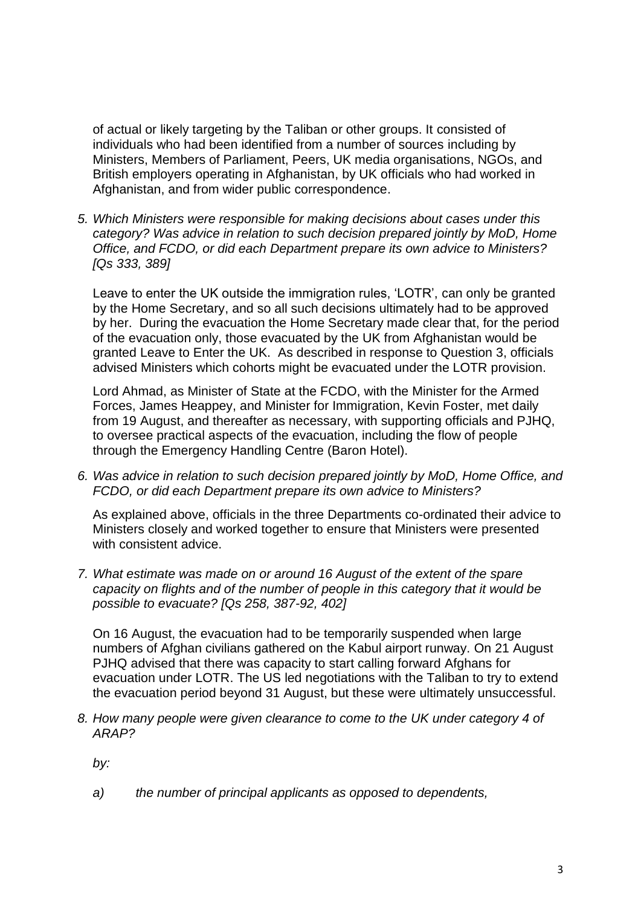of actual or likely targeting by the Taliban or other groups. It consisted of individuals who had been identified from a number of sources including by Ministers, Members of Parliament, Peers, UK media organisations, NGOs, and British employers operating in Afghanistan, by UK officials who had worked in Afghanistan, and from wider public correspondence.

5. *Which Ministers were responsible for making decisions about cases under this category? Was advice in relation to such decision prepared jointly by MoD, Home Office, and FCDO, or did each Department prepare its own advice to Ministers? [Qs 333, 389]*

   Leave to enter the UK outside the immigration rules, 'LOTR', can only be granted by the Home Secretary, and so all such decisions ultimately had to be approved by her. During the evacuation the Home Secretary made clear that, for the period of the evacuation only, those evacuated by the UK from Afghanistan would be granted Leave to Enter the UK. As described in response to Question 3, officials advised Ministers which cohorts might be evacuated under the LOTR provision.

   Lord Ahmad, as Minister of State at the FCDO, with the Minister for the Armed Forces, James Heappey, and Minister for Immigration, Kevin Foster, met daily from 19 August, and thereafter as necessary, with supporting officials and PJHQ, to oversee practical aspects of the evacuation, including the flow of people through the Emergency Handling Centre (Baron Hotel).

6. *Was advice in relation to such decision prepared jointly by MoD, Home Office, and FCDO, or did each Department prepare its own advice to Ministers?*

   As explained above, officials in the three Departments co-ordinated their advice to Ministers closely and worked together to ensure that Ministers were presented with consistent advice.

7. *What estimate was made on or around 16 August of the extent of the spare capacity on flights and of the number of people in this category that it would be possible to evacuate? [Qs 258, 387-92, 402]*

   On 16 August, the evacuation had to be temporarily suspended when large numbers of Afghan civilians gathered on the Kabul airport runway. On 21 August PJHQ advised that there was capacity to start calling forward Afghans for evacuation under LOTR. The US led negotiations with the Taliban to try to extend the evacuation period beyond 31 August, but these were ultimately unsuccessful.

8. *How many people were given clearance to come to the UK under category 4 of ARAP?*

   *by:*

   *a) the number of principal applicants as opposed to dependents,*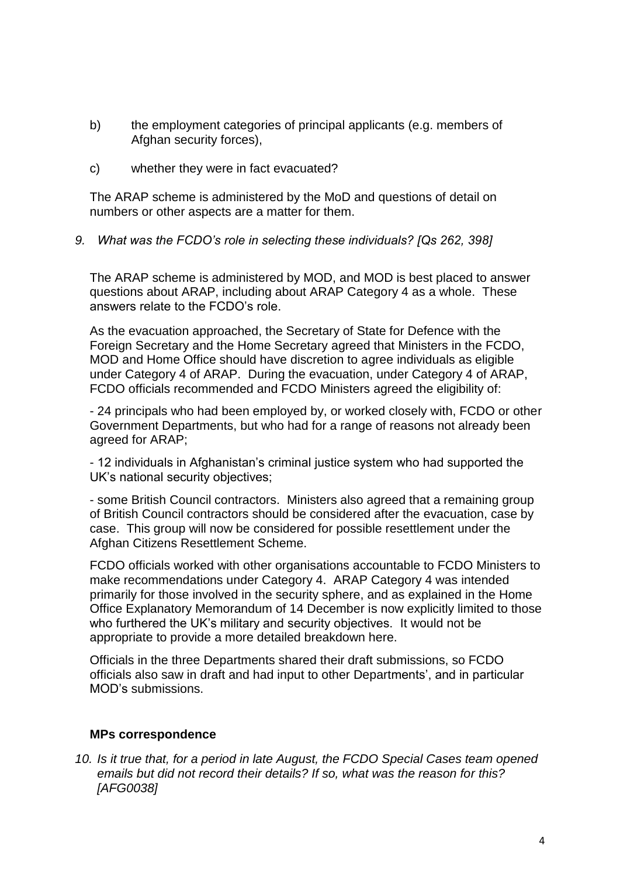b) the employment categories of principal applicants (e.g. members of Afghan security forces),

c) whether they were in fact evacuated?

The ARAP scheme is administered by the MoD and questions of detail on numbers or other aspects are a matter for them.

*9. What was the FCDO's role in selecting these individuals? [Qs 262, 398]*

The ARAP scheme is administered by MOD, and MOD is best placed to answer questions about ARAP, including about ARAP Category 4 as a whole. These answers relate to the FCDO's role.

As the evacuation approached, the Secretary of State for Defence with the Foreign Secretary and the Home Secretary agreed that Ministers in the FCDO, MOD and Home Office should have discretion to agree individuals as eligible under Category 4 of ARAP. During the evacuation, under Category 4 of ARAP, FCDO officials recommended and FCDO Ministers agreed the eligibility of:

- 24 principals who had been employed by, or worked closely with, FCDO or other Government Departments, but who had for a range of reasons not already been agreed for ARAP;

- 12 individuals in Afghanistan's criminal justice system who had supported the UK's national security objectives;

- some British Council contractors. Ministers also agreed that a remaining group of British Council contractors should be considered after the evacuation, case by case. This group will now be considered for possible resettlement under the Afghan Citizens Resettlement Scheme.

FCDO officials worked with other organisations accountable to FCDO Ministers to make recommendations under Category 4. ARAP Category 4 was intended primarily for those involved in the security sphere, and as explained in the Home Office Explanatory Memorandum of 14 December is now explicitly limited to those who furthered the UK's military and security objectives. It would not be appropriate to provide a more detailed breakdown here.

Officials in the three Departments shared their draft submissions, so FCDO officials also saw in draft and had input to other Departments', and in particular MOD's submissions.

**MPs correspondence**

*10. Is it true that, for a period in late August, the FCDO Special Cases team opened emails but did not record their details? If so, what was the reason for this? [AFG0038]*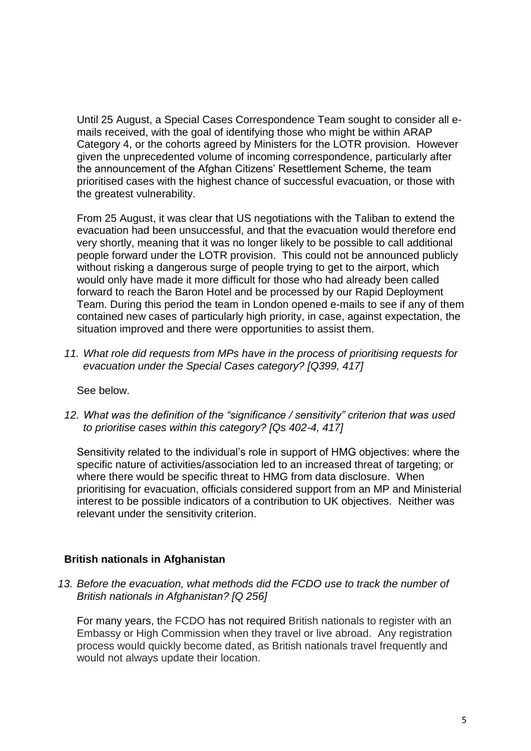Until 25 August, a Special Cases Correspondence Team sought to consider all e-mails received, with the goal of identifying those who might be within ARAP Category 4, or the cohorts agreed by Ministers for the LOTR provision. However given the unprecedented volume of incoming correspondence, particularly after the announcement of the Afghan Citizens' Resettlement Scheme, the team prioritised cases with the highest chance of successful evacuation, or those with the greatest vulnerability.

From 25 August, it was clear that US negotiations with the Taliban to extend the evacuation had been unsuccessful, and that the evacuation would therefore end very shortly, meaning that it was no longer likely to be possible to call additional people forward under the LOTR provision. This could not be announced publicly without risking a dangerous surge of people trying to get to the airport, which would only have made it more difficult for those who had already been called forward to reach the Baron Hotel and be processed by our Rapid Deployment Team. During this period the team in London opened e-mails to see if any of them contained new cases of particularly high priority, in case, against expectation, the situation improved and there were opportunities to assist them.

*11. What role did requests from MPs have in the process of prioritising requests for evacuation under the Special Cases category? [Q399, 417]*

See below.

*12. What was the definition of the "significance / sensitivity" criterion that was used to prioritise cases within this category? [Qs 402-4, 417]*

Sensitivity related to the individual's role in support of HMG objectives: where the specific nature of activities/association led to an increased threat of targeting; or where there would be specific threat to HMG from data disclosure. When prioritising for evacuation, officials considered support from an MP and Ministerial interest to be possible indicators of a contribution to UK objectives. Neither was relevant under the sensitivity criterion.

## British nationals in Afghanistan

*13. Before the evacuation, what methods did the FCDO use to track the number of British nationals in Afghanistan? [Q 256]*

For many years, the FCDO has not required British nationals to register with an Embassy or High Commission when they travel or live abroad. Any registration process would quickly become dated, as British nationals travel frequently and would not always update their location.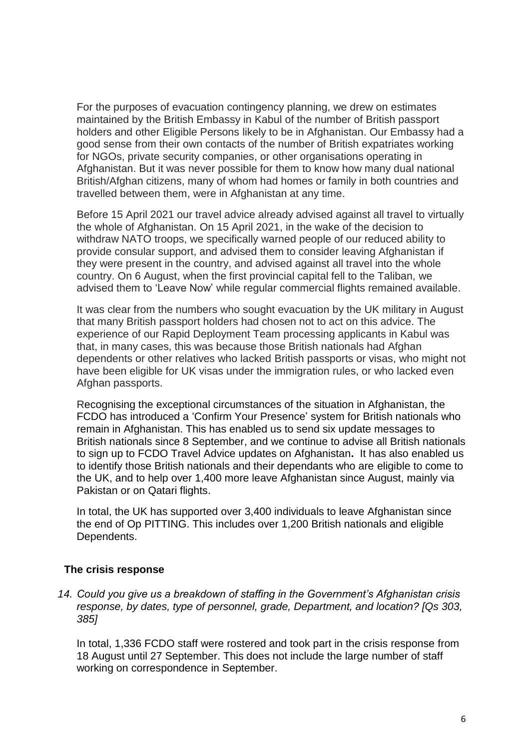For the purposes of evacuation contingency planning, we drew on estimates maintained by the British Embassy in Kabul of the number of British passport holders and other Eligible Persons likely to be in Afghanistan. Our Embassy had a good sense from their own contacts of the number of British expatriates working for NGOs, private security companies, or other organisations operating in Afghanistan. But it was never possible for them to know how many dual national British/Afghan citizens, many of whom had homes or family in both countries and travelled between them, were in Afghanistan at any time.

Before 15 April 2021 our travel advice already advised against all travel to virtually the whole of Afghanistan. On 15 April 2021, in the wake of the decision to withdraw NATO troops, we specifically warned people of our reduced ability to provide consular support, and advised them to consider leaving Afghanistan if they were present in the country, and advised against all travel into the whole country. On 6 August, when the first provincial capital fell to the Taliban, we advised them to 'Leave Now' while regular commercial flights remained available.

It was clear from the numbers who sought evacuation by the UK military in August that many British passport holders had chosen not to act on this advice. The experience of our Rapid Deployment Team processing applicants in Kabul was that, in many cases, this was because those British nationals had Afghan dependents or other relatives who lacked British passports or visas, who might not have been eligible for UK visas under the immigration rules, or who lacked even Afghan passports.

Recognising the exceptional circumstances of the situation in Afghanistan, the FCDO has introduced a 'Confirm Your Presence' system for British nationals who remain in Afghanistan. This has enabled us to send six update messages to British nationals since 8 September, and we continue to advise all British nationals to sign up to FCDO Travel Advice updates on Afghanistan**.** It has also enabled us to identify those British nationals and their dependants who are eligible to come to the UK, and to help over 1,400 more leave Afghanistan since August, mainly via Pakistan or on Qatari flights.

In total, the UK has supported over 3,400 individuals to leave Afghanistan since the end of Op PITTING. This includes over 1,200 British nationals and eligible Dependents.

## The crisis response

*14. Could you give us a breakdown of staffing in the Government's Afghanistan crisis response, by dates, type of personnel, grade, Department, and location? [Qs 303, 385]*

In total, 1,336 FCDO staff were rostered and took part in the crisis response from 18 August until 27 September. This does not include the large number of staff working on correspondence in September.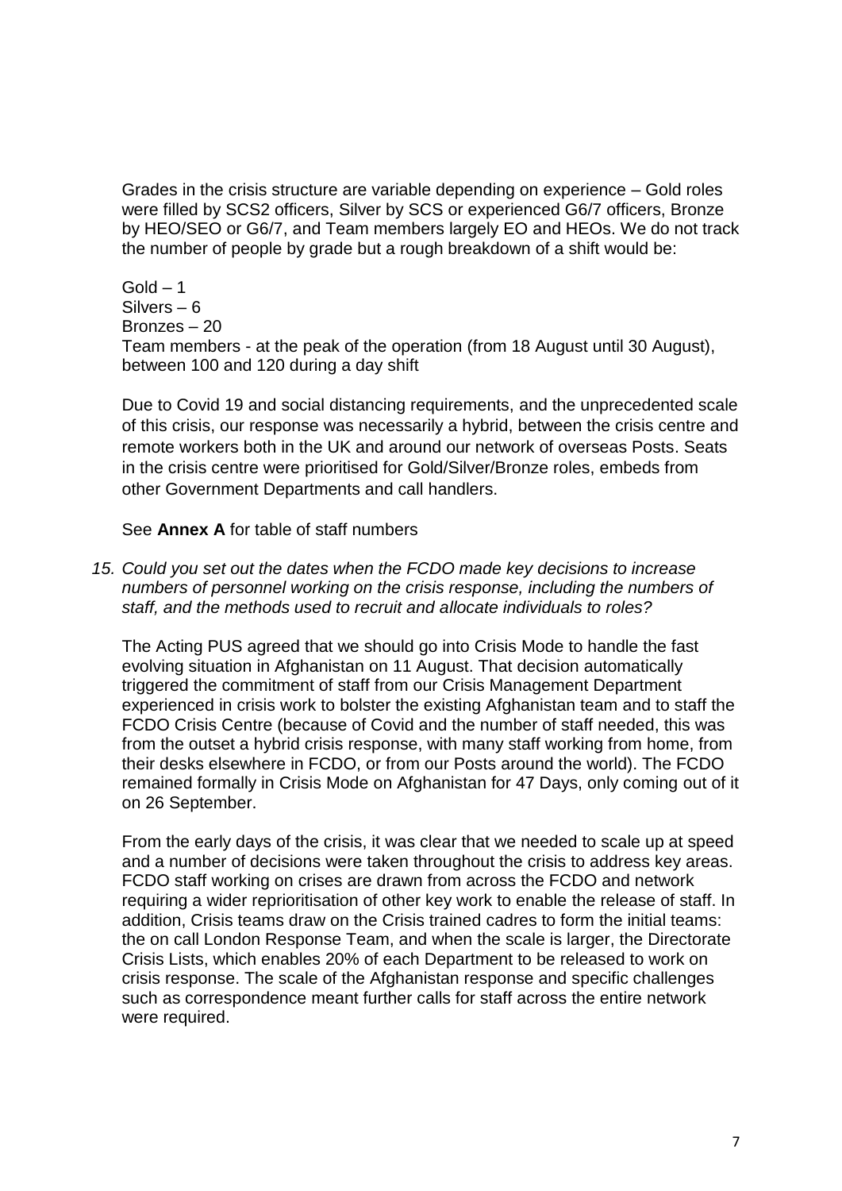Grades in the crisis structure are variable depending on experience – Gold roles were filled by SCS2 officers, Silver by SCS or experienced G6/7 officers, Bronze by HEO/SEO or G6/7, and Team members largely EO and HEOs. We do not track the number of people by grade but a rough breakdown of a shift would be:

Gold – 1
Silvers – 6
Bronzes – 20
Team members - at the peak of the operation (from 18 August until 30 August), between 100 and 120 during a day shift

Due to Covid 19 and social distancing requirements, and the unprecedented scale of this crisis, our response was necessarily a hybrid, between the crisis centre and remote workers both in the UK and around our network of overseas Posts. Seats in the crisis centre were prioritised for Gold/Silver/Bronze roles, embeds from other Government Departments and call handlers.

See **Annex A** for table of staff numbers

15. *Could you set out the dates when the FCDO made key decisions to increase numbers of personnel working on the crisis response, including the numbers of staff, and the methods used to recruit and allocate individuals to roles?*

The Acting PUS agreed that we should go into Crisis Mode to handle the fast evolving situation in Afghanistan on 11 August. That decision automatically triggered the commitment of staff from our Crisis Management Department experienced in crisis work to bolster the existing Afghanistan team and to staff the FCDO Crisis Centre (because of Covid and the number of staff needed, this was from the outset a hybrid crisis response, with many staff working from home, from their desks elsewhere in FCDO, or from our Posts around the world). The FCDO remained formally in Crisis Mode on Afghanistan for 47 Days, only coming out of it on 26 September.

From the early days of the crisis, it was clear that we needed to scale up at speed and a number of decisions were taken throughout the crisis to address key areas. FCDO staff working on crises are drawn from across the FCDO and network requiring a wider reprioritisation of other key work to enable the release of staff. In addition, Crisis teams draw on the Crisis trained cadres to form the initial teams: the on call London Response Team, and when the scale is larger, the Directorate Crisis Lists, which enables 20% of each Department to be released to work on crisis response. The scale of the Afghanistan response and specific challenges such as correspondence meant further calls for staff across the entire network were required.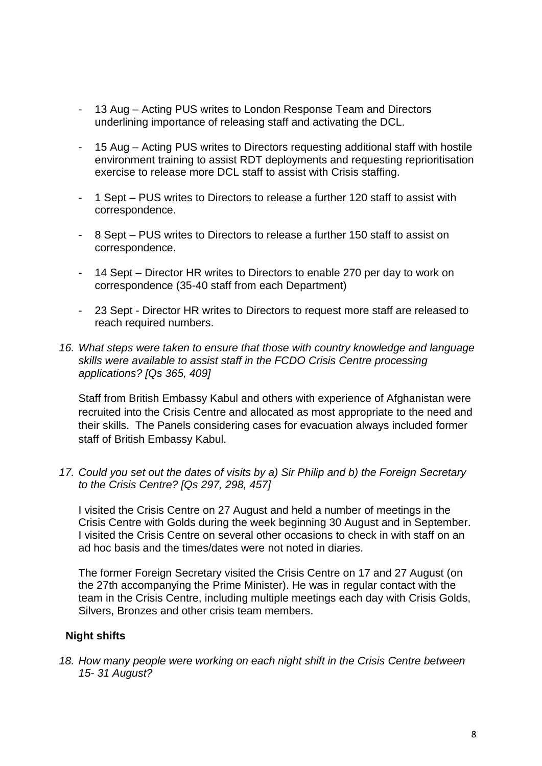- 13 Aug – Acting PUS writes to London Response Team and Directors underlining importance of releasing staff and activating the DCL.
- 15 Aug – Acting PUS writes to Directors requesting additional staff with hostile environment training to assist RDT deployments and requesting reprioritisation exercise to release more DCL staff to assist with Crisis staffing.
- 1 Sept – PUS writes to Directors to release a further 120 staff to assist with correspondence.
- 8 Sept – PUS writes to Directors to release a further 150 staff to assist on correspondence.
- 14 Sept – Director HR writes to Directors to enable 270 per day to work on correspondence (35-40 staff from each Department)
- 23 Sept - Director HR writes to Directors to request more staff are released to reach required numbers.

16. *What steps were taken to ensure that those with country knowledge and language skills were available to assist staff in the FCDO Crisis Centre processing applications? [Qs 365, 409]*

   Staff from British Embassy Kabul and others with experience of Afghanistan were recruited into the Crisis Centre and allocated as most appropriate to the need and their skills. The Panels considering cases for evacuation always included former staff of British Embassy Kabul.

17. *Could you set out the dates of visits by a) Sir Philip and b) the Foreign Secretary to the Crisis Centre? [Qs 297, 298, 457]*

   I visited the Crisis Centre on 27 August and held a number of meetings in the Crisis Centre with Golds during the week beginning 30 August and in September. I visited the Crisis Centre on several other occasions to check in with staff on an ad hoc basis and the times/dates were not noted in diaries.

   The former Foreign Secretary visited the Crisis Centre on 17 and 27 August (on the 27th accompanying the Prime Minister). He was in regular contact with the team in the Crisis Centre, including multiple meetings each day with Crisis Golds, Silvers, Bronzes and other crisis team members.

**Night shifts**

18. *How many people were working on each night shift in the Crisis Centre between 15- 31 August?*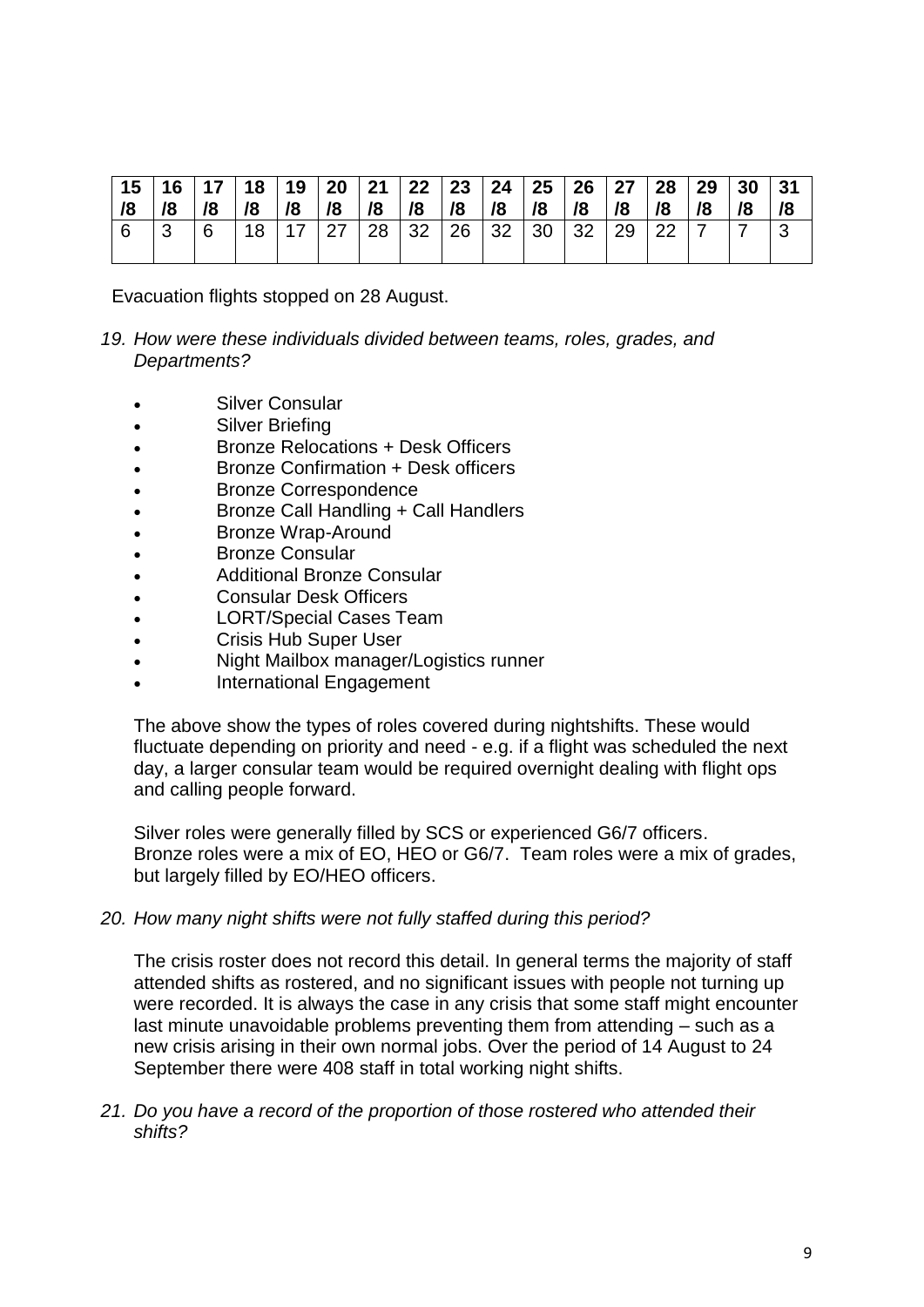| 15/8 | 16/8 | 17/8 | 18/8 | 19/8 | 20/8 | 21/8 | 22/8 | 23/8 | 24/8 | 25/8 | 26/8 | 27/8 | 28/8 | 29/8 | 30/8 | 31/8 |
|---|---|---|---|---|---|---|---|---|---|---|---|---|---|---|---|---|
| 6 | 3 | 6 | 18 | 17 | 27 | 28 | 32 | 26 | 32 | 30 | 32 | 29 | 22 | 7 | 7 | 3 |

Evacuation flights stopped on 28 August.

*19. How were these individuals divided between teams, roles, grades, and Departments?*

- Silver Consular
- Silver Briefing
- Bronze Relocations + Desk Officers
- Bronze Confirmation + Desk officers
- Bronze Correspondence
- Bronze Call Handling + Call Handlers
- Bronze Wrap-Around
- Bronze Consular
- Additional Bronze Consular
- Consular Desk Officers
- LORT/Special Cases Team
- Crisis Hub Super User
- Night Mailbox manager/Logistics runner
- International Engagement

The above show the types of roles covered during nightshifts. These would fluctuate depending on priority and need - e.g. if a flight was scheduled the next day, a larger consular team would be required overnight dealing with flight ops and calling people forward.

Silver roles were generally filled by SCS or experienced G6/7 officers. Bronze roles were a mix of EO, HEO or G6/7. Team roles were a mix of grades, but largely filled by EO/HEO officers.

*20. How many night shifts were not fully staffed during this period?*

The crisis roster does not record this detail. In general terms the majority of staff attended shifts as rostered, and no significant issues with people not turning up were recorded. It is always the case in any crisis that some staff might encounter last minute unavoidable problems preventing them from attending – such as a new crisis arising in their own normal jobs. Over the period of 14 August to 24 September there were 408 staff in total working night shifts.

*21. Do you have a record of the proportion of those rostered who attended their shifts?*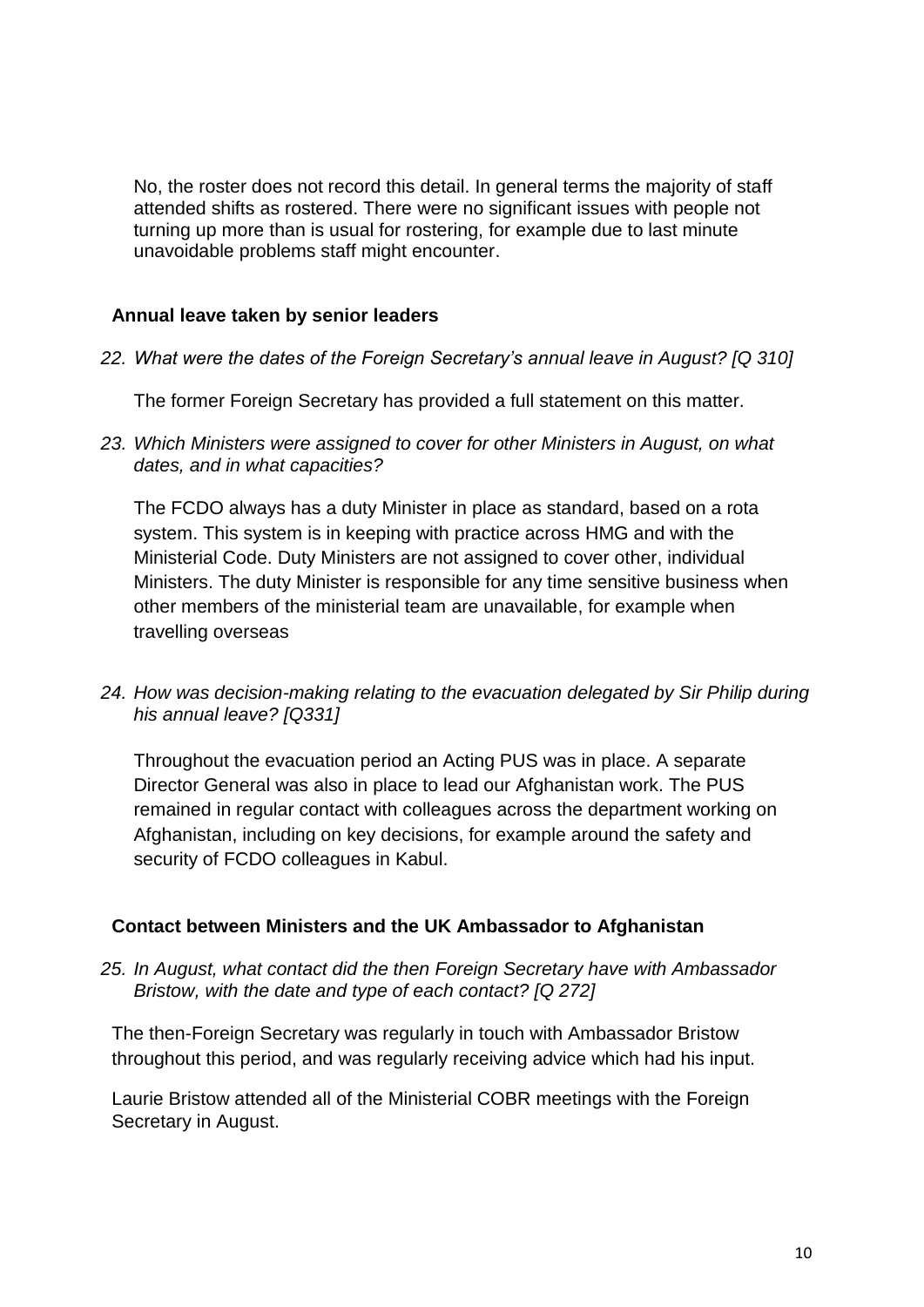No, the roster does not record this detail. In general terms the majority of staff attended shifts as rostered. There were no significant issues with people not turning up more than is usual for rostering, for example due to last minute unavoidable problems staff might encounter.

**Annual leave taken by senior leaders**

22. *What were the dates of the Foreign Secretary's annual leave in August? [Q 310]*

    The former Foreign Secretary has provided a full statement on this matter.

23. *Which Ministers were assigned to cover for other Ministers in August, on what dates, and in what capacities?*

    The FCDO always has a duty Minister in place as standard, based on a rota system. This system is in keeping with practice across HMG and with the Ministerial Code. Duty Ministers are not assigned to cover other, individual Ministers. The duty Minister is responsible for any time sensitive business when other members of the ministerial team are unavailable, for example when travelling overseas

24. *How was decision-making relating to the evacuation delegated by Sir Philip during his annual leave? [Q331]*

    Throughout the evacuation period an Acting PUS was in place. A separate Director General was also in place to lead our Afghanistan work. The PUS remained in regular contact with colleagues across the department working on Afghanistan, including on key decisions, for example around the safety and security of FCDO colleagues in Kabul.

**Contact between Ministers and the UK Ambassador to Afghanistan**

25. *In August, what contact did the then Foreign Secretary have with Ambassador Bristow, with the date and type of each contact? [Q 272]*

The then-Foreign Secretary was regularly in touch with Ambassador Bristow throughout this period, and was regularly receiving advice which had his input.

Laurie Bristow attended all of the Ministerial COBR meetings with the Foreign Secretary in August.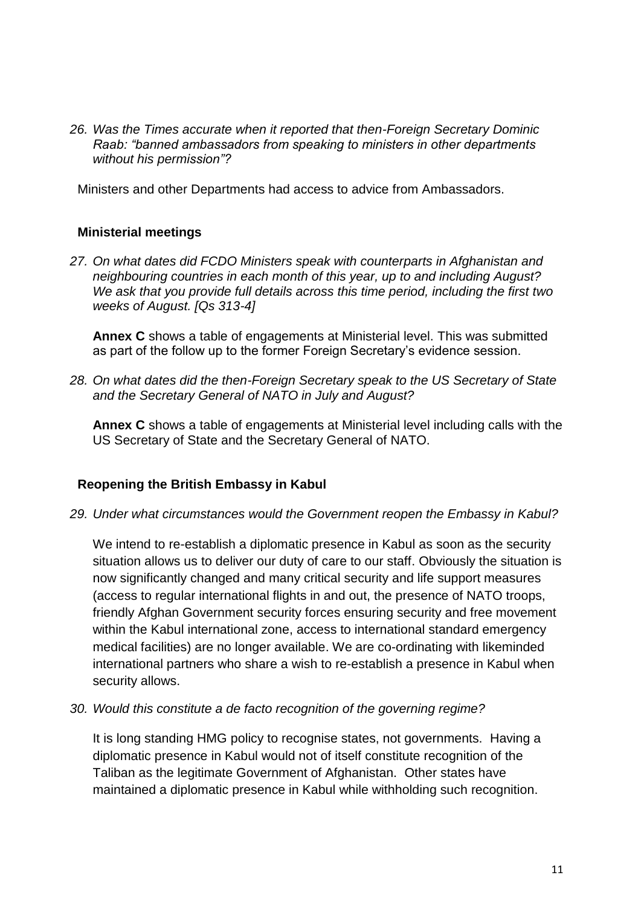26. *Was the Times accurate when it reported that then-Foreign Secretary Dominic Raab: "banned ambassadors from speaking to ministers in other departments without his permission"?*

Ministers and other Departments had access to advice from Ambassadors.

## Ministerial meetings

27. *On what dates did FCDO Ministers speak with counterparts in Afghanistan and neighbouring countries in each month of this year, up to and including August? We ask that you provide full details across this time period, including the first two weeks of August. [Qs 313-4]*

    **Annex C** shows a table of engagements at Ministerial level. This was submitted as part of the follow up to the former Foreign Secretary's evidence session.

28. *On what dates did the then-Foreign Secretary speak to the US Secretary of State and the Secretary General of NATO in July and August?*

    **Annex C** shows a table of engagements at Ministerial level including calls with the US Secretary of State and the Secretary General of NATO.

## Reopening the British Embassy in Kabul

29. *Under what circumstances would the Government reopen the Embassy in Kabul?*

    We intend to re-establish a diplomatic presence in Kabul as soon as the security situation allows us to deliver our duty of care to our staff. Obviously the situation is now significantly changed and many critical security and life support measures (access to regular international flights in and out, the presence of NATO troops, friendly Afghan Government security forces ensuring security and free movement within the Kabul international zone, access to international standard emergency medical facilities) are no longer available. We are co-ordinating with likeminded international partners who share a wish to re-establish a presence in Kabul when security allows.

30. *Would this constitute a de facto recognition of the governing regime?*

    It is long standing HMG policy to recognise states, not governments. Having a diplomatic presence in Kabul would not of itself constitute recognition of the Taliban as the legitimate Government of Afghanistan. Other states have maintained a diplomatic presence in Kabul while withholding such recognition.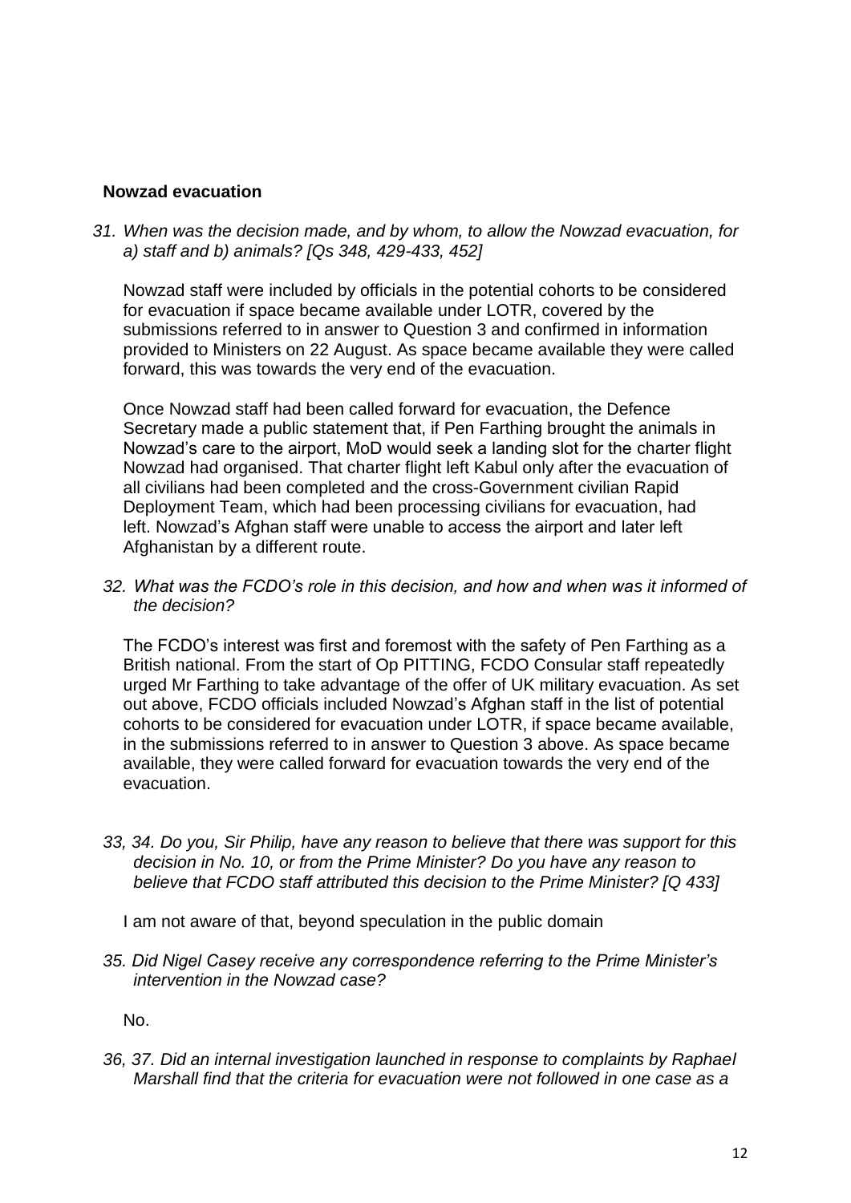**Nowzad evacuation**

*31. When was the decision made, and by whom, to allow the Nowzad evacuation, for a) staff and b) animals? [Qs 348, 429-433, 452]*

Nowzad staff were included by officials in the potential cohorts to be considered for evacuation if space became available under LOTR, covered by the submissions referred to in answer to Question 3 and confirmed in information provided to Ministers on 22 August. As space became available they were called forward, this was towards the very end of the evacuation.

Once Nowzad staff had been called forward for evacuation, the Defence Secretary made a public statement that, if Pen Farthing brought the animals in Nowzad's care to the airport, MoD would seek a landing slot for the charter flight Nowzad had organised. That charter flight left Kabul only after the evacuation of all civilians had been completed and the cross-Government civilian Rapid Deployment Team, which had been processing civilians for evacuation, had left. Nowzad's Afghan staff were unable to access the airport and later left Afghanistan by a different route.

*32. What was the FCDO's role in this decision, and how and when was it informed of the decision?*

The FCDO's interest was first and foremost with the safety of Pen Farthing as a British national. From the start of Op PITTING, FCDO Consular staff repeatedly urged Mr Farthing to take advantage of the offer of UK military evacuation. As set out above, FCDO officials included Nowzad's Afghan staff in the list of potential cohorts to be considered for evacuation under LOTR, if space became available, in the submissions referred to in answer to Question 3 above. As space became available, they were called forward for evacuation towards the very end of the evacuation.

*33, 34. Do you, Sir Philip, have any reason to believe that there was support for this decision in No. 10, or from the Prime Minister? Do you have any reason to believe that FCDO staff attributed this decision to the Prime Minister? [Q 433]*

I am not aware of that, beyond speculation in the public domain

*35. Did Nigel Casey receive any correspondence referring to the Prime Minister's intervention in the Nowzad case?*

No.

*36, 37. Did an internal investigation launched in response to complaints by Raphael Marshall find that the criteria for evacuation were not followed in one case as a*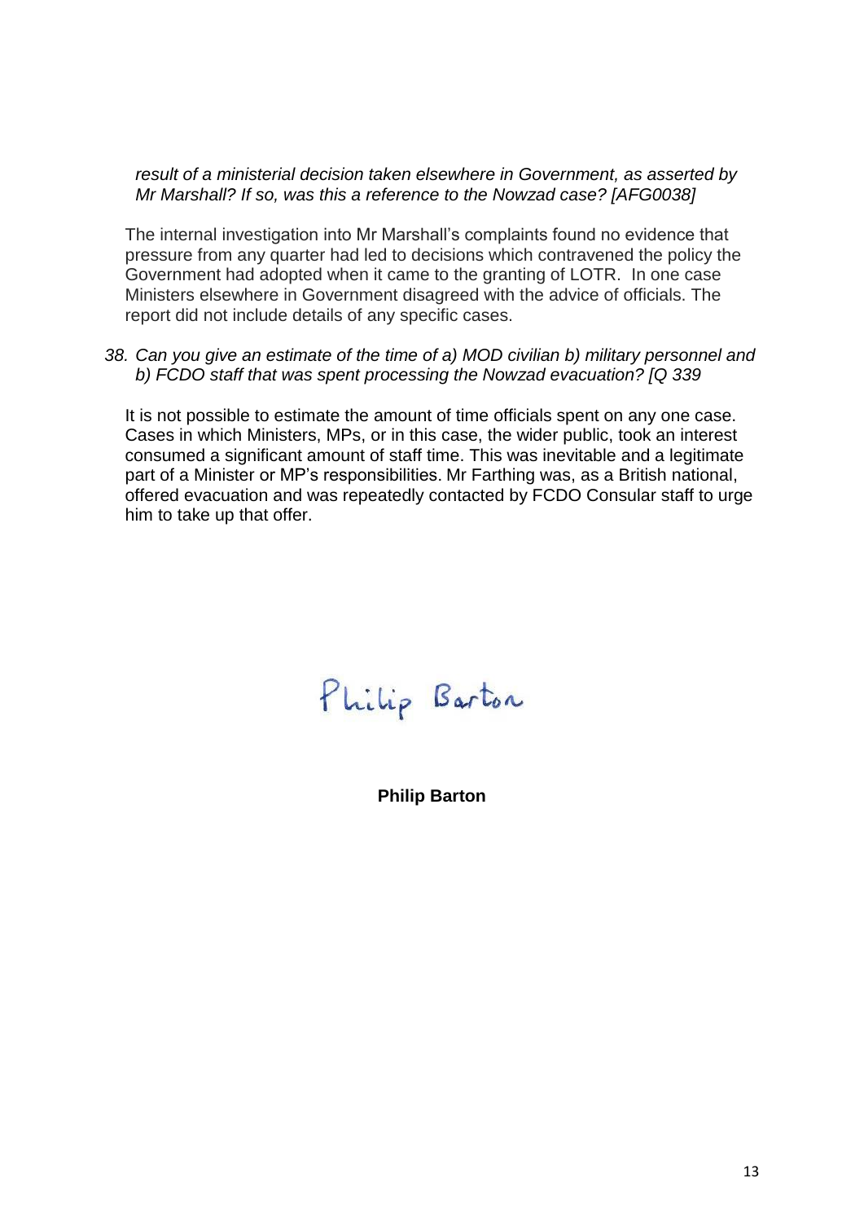*result of a ministerial decision taken elsewhere in Government, as asserted by Mr Marshall? If so, was this a reference to the Nowzad case? [AFG0038]*

The internal investigation into Mr Marshall's complaints found no evidence that pressure from any quarter had led to decisions which contravened the policy the Government had adopted when it came to the granting of LOTR. In one case Ministers elsewhere in Government disagreed with the advice of officials. The report did not include details of any specific cases.

*38. Can you give an estimate of the time of a) MOD civilian b) military personnel and b) FCDO staff that was spent processing the Nowzad evacuation? [Q 339*

It is not possible to estimate the amount of time officials spent on any one case. Cases in which Ministers, MPs, or in this case, the wider public, took an interest consumed a significant amount of staff time. This was inevitable and a legitimate part of a Minister or MP's responsibilities. Mr Farthing was, as a British national, offered evacuation and was repeatedly contacted by FCDO Consular staff to urge him to take up that offer.

Philip Barton

**Philip Barton**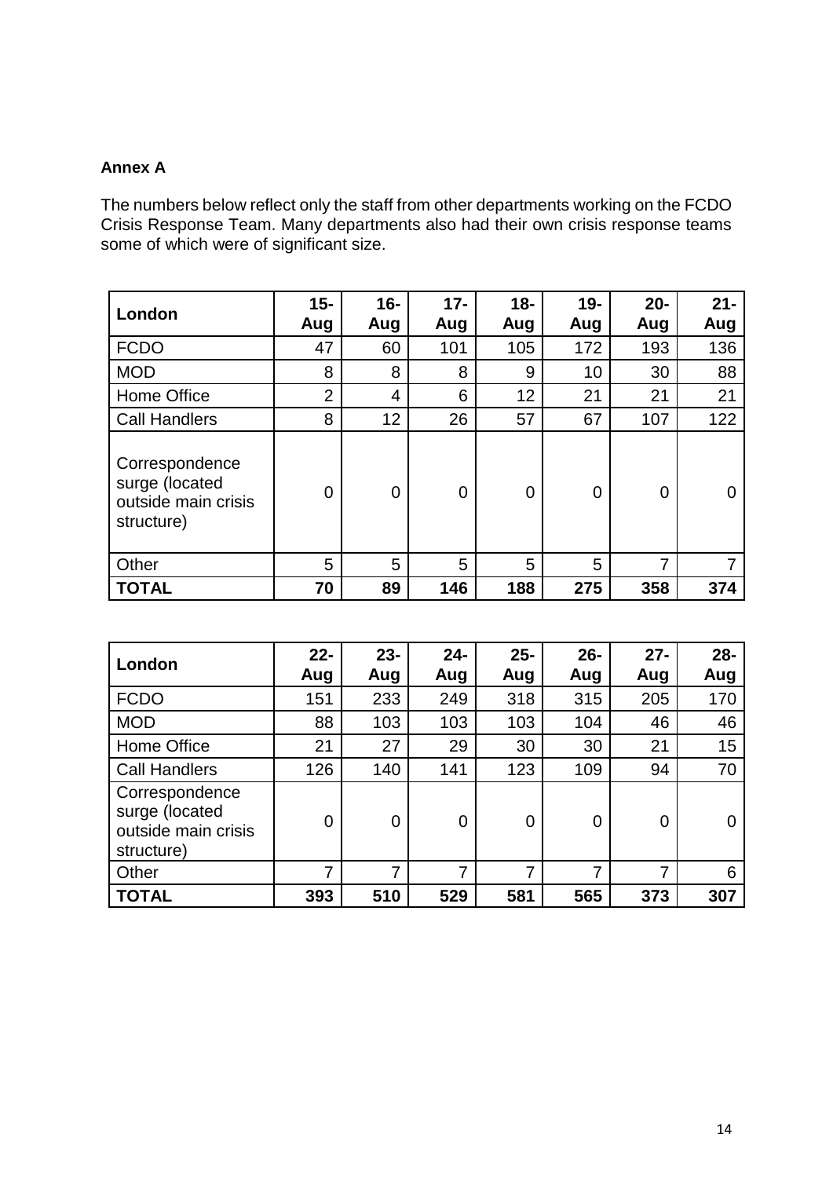**Annex A**

The numbers below reflect only the staff from other departments working on the FCDO Crisis Response Team. Many departments also had their own crisis response teams some of which were of significant size.

| **London** | **15-Aug** | **16-Aug** | **17-Aug** | **18-Aug** | **19-Aug** | **20-Aug** | **21-Aug** |
|---|---|---|---|---|---|---|---|
| FCDO | 47 | 60 | 101 | 105 | 172 | 193 | 136 |
| MOD | 8 | 8 | 8 | 9 | 10 | 30 | 88 |
| Home Office | 2 | 4 | 6 | 12 | 21 | 21 | 21 |
| Call Handlers | 8 | 12 | 26 | 57 | 67 | 107 | 122 |
| Correspondence surge (located outside main crisis structure) | 0 | 0 | 0 | 0 | 0 | 0 | 0 |
| Other | 5 | 5 | 5 | 5 | 5 | 7 | 7 |
| **TOTAL** | **70** | **89** | **146** | **188** | **275** | **358** | **374** |

| **London** | **22-Aug** | **23-Aug** | **24-Aug** | **25-Aug** | **26-Aug** | **27-Aug** | **28-Aug** |
|---|---|---|---|---|---|---|---|
| FCDO | 151 | 233 | 249 | 318 | 315 | 205 | 170 |
| MOD | 88 | 103 | 103 | 103 | 104 | 46 | 46 |
| Home Office | 21 | 27 | 29 | 30 | 30 | 21 | 15 |
| Call Handlers | 126 | 140 | 141 | 123 | 109 | 94 | 70 |
| Correspondence surge (located outside main crisis structure) | 0 | 0 | 0 | 0 | 0 | 0 | 0 |
| Other | 7 | 7 | 7 | 7 | 7 | 7 | 6 |
| **TOTAL** | **393** | **510** | **529** | **581** | **565** | **373** | **307** |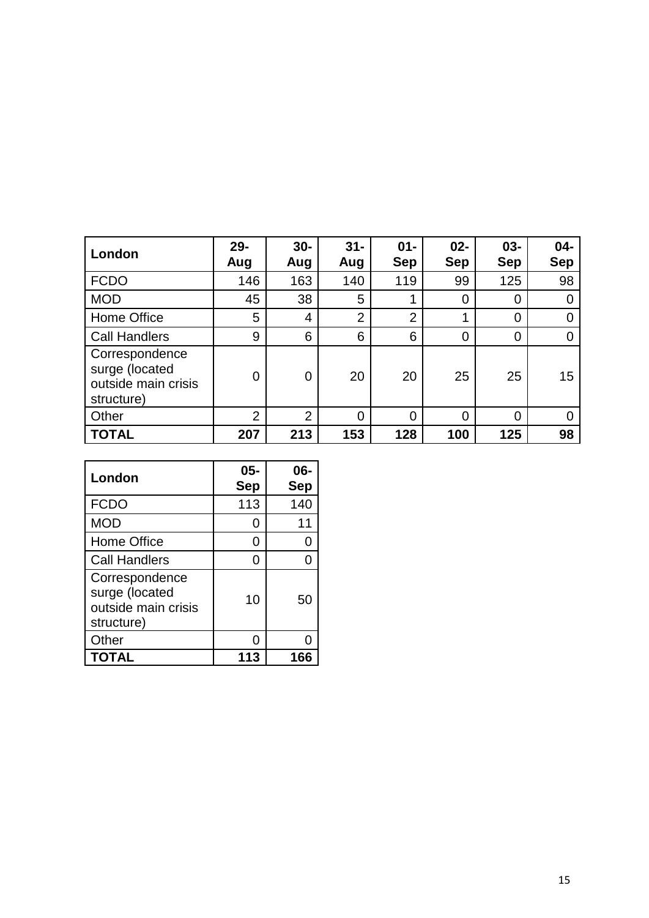| London | 29-Aug | 30-Aug | 31-Aug | 01-Sep | 02-Sep | 03-Sep | 04-Sep |
|---|---|---|---|---|---|---|---|
| FCDO | 146 | 163 | 140 | 119 | 99 | 125 | 98 |
| MOD | 45 | 38 | 5 | 1 | 0 | 0 | 0 |
| Home Office | 5 | 4 | 2 | 2 | 1 | 0 | 0 |
| Call Handlers | 9 | 6 | 6 | 6 | 0 | 0 | 0 |
| Correspondence surge (located outside main crisis structure) | 0 | 0 | 20 | 20 | 25 | 25 | 15 |
| Other | 2 | 2 | 0 | 0 | 0 | 0 | 0 |
| **TOTAL** | **207** | **213** | **153** | **128** | **100** | **125** | **98** |

| London | 05-Sep | 06-Sep |
|---|---|---|
| FCDO | 113 | 140 |
| MOD | 0 | 11 |
| Home Office | 0 | 0 |
| Call Handlers | 0 | 0 |
| Correspondence surge (located outside main crisis structure) | 10 | 50 |
| Other | 0 | 0 |
| **TOTAL** | **113** | **166** |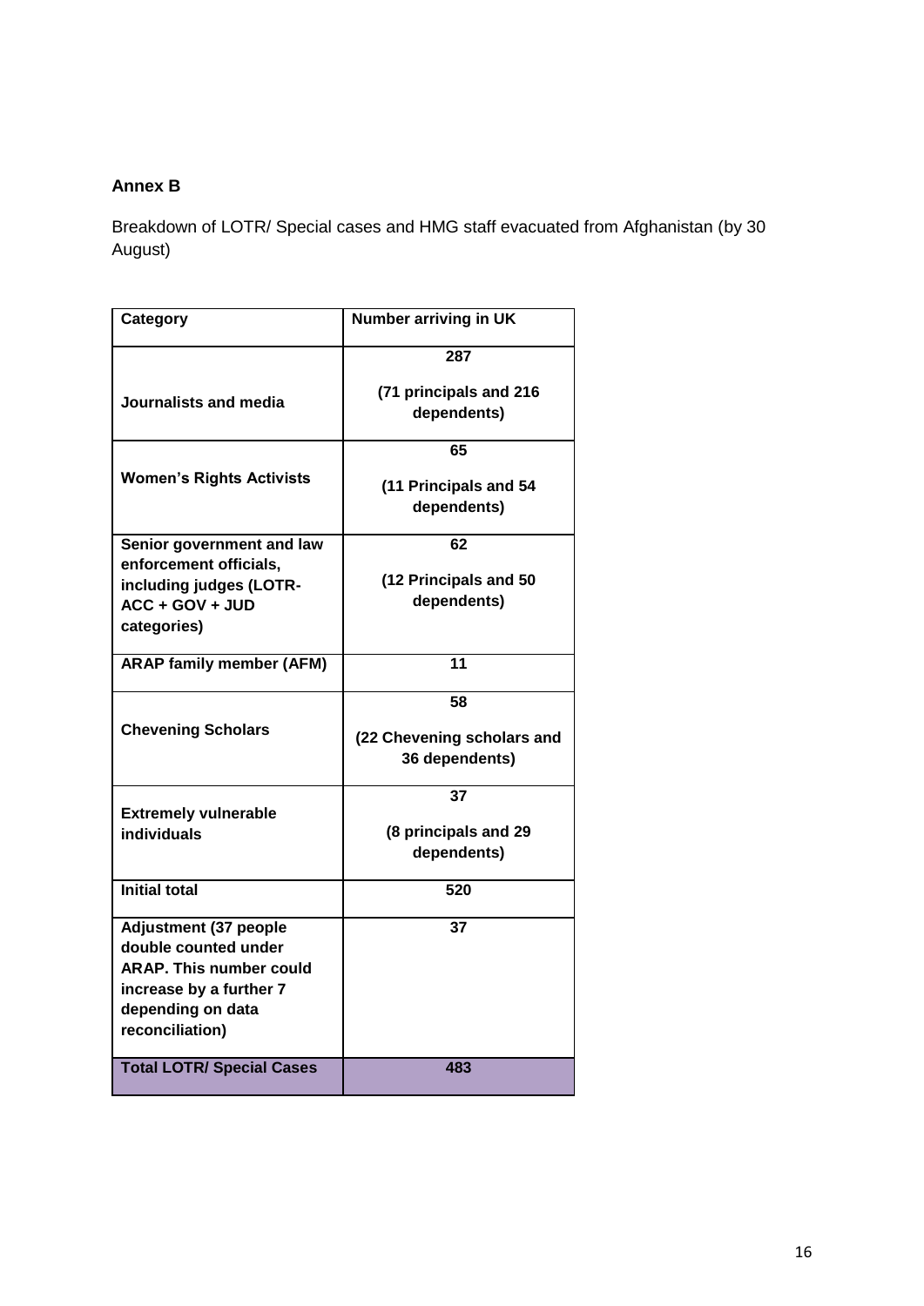**Annex B**

Breakdown of LOTR/ Special cases and HMG staff evacuated from Afghanistan (by 30 August)

| Category | Number arriving in UK |
|---|---|
| **Journalists and media** | **287** <br> **(71 principals and 216 dependents)** |
| **Women's Rights Activists** | **65** <br> **(11 Principals and 54 dependents)** |
| **Senior government and law enforcement officials, including judges (LOTR-ACC + GOV + JUD categories)** | **62** <br> **(12 Principals and 50 dependents)** |
| **ARAP family member (AFM)** | **11** |
| **Chevening Scholars** | **58** <br> **(22 Chevening scholars and 36 dependents)** |
| **Extremely vulnerable individuals** | **37** <br> **(8 principals and 29 dependents)** |
| **Initial total** | **520** |
| **Adjustment (37 people double counted under ARAP. This number could increase by a further 7 depending on data reconciliation)** | **37** |
| **Total LOTR/ Special Cases** | **483** |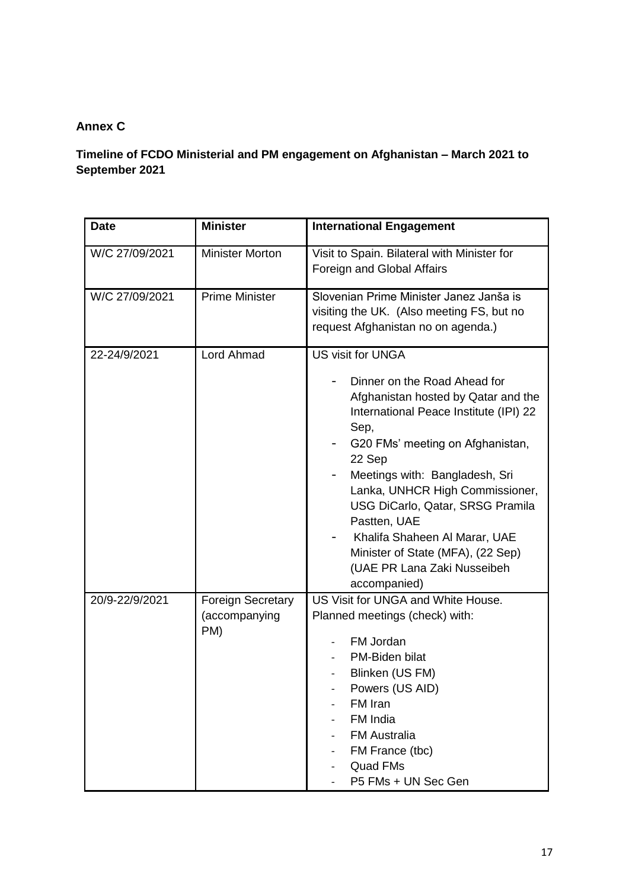**Annex C**

**Timeline of FCDO Ministerial and PM engagement on Afghanistan – March 2021 to September 2021**

| Date | Minister | International Engagement |
|---|---|---|
| W/C 27/09/2021 | Minister Morton | Visit to Spain. Bilateral with Minister for Foreign and Global Affairs |
| W/C 27/09/2021 | Prime Minister | Slovenian Prime Minister Janez Janša is visiting the UK. (Also meeting FS, but no request Afghanistan no on agenda.) |
| 22-24/9/2021 | Lord Ahmad | US visit for UNGA<br>- Dinner on the Road Ahead for Afghanistan hosted by Qatar and the International Peace Institute (IPI) 22 Sep,<br>- G20 FMs' meeting on Afghanistan, 22 Sep<br>- Meetings with: Bangladesh, Sri Lanka, UNHCR High Commissioner, USG DiCarlo, Qatar, SRSG Pramila Pastten, UAE<br>- Khalifa Shaheen Al Marar, UAE Minister of State (MFA), (22 Sep) (UAE PR Lana Zaki Nusseibeh accompanied) |
| 20/9-22/9/2021 | Foreign Secretary (accompanying PM) | US Visit for UNGA and White House. Planned meetings (check) with:<br>- FM Jordan<br>- PM-Biden bilat<br>- Blinken (US FM)<br>- Powers (US AID)<br>- FM Iran<br>- FM India<br>- FM Australia<br>- FM France (tbc)<br>- Quad FMs<br>- P5 FMs + UN Sec Gen |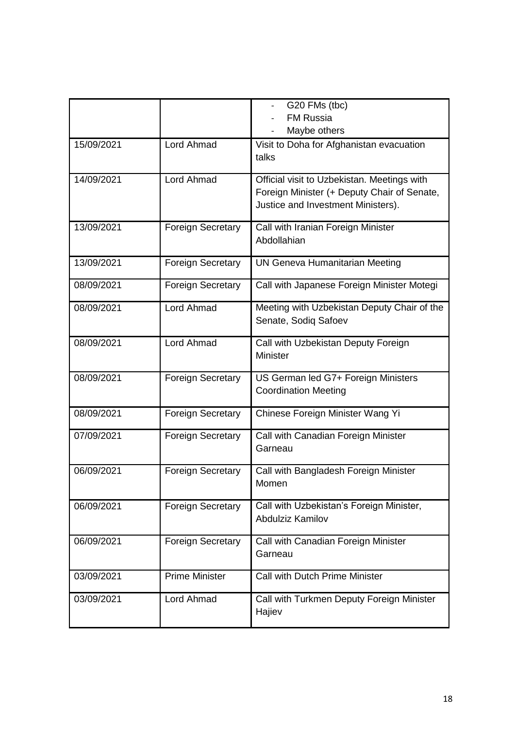| | | |
|---|---|---|
| | | - G20 FMs (tbc)<br>- FM Russia<br>- Maybe others |
| 15/09/2021 | Lord Ahmad | Visit to Doha for Afghanistan evacuation talks |
| 14/09/2021 | Lord Ahmad | Official visit to Uzbekistan. Meetings with Foreign Minister (+ Deputy Chair of Senate, Justice and Investment Ministers). |
| 13/09/2021 | Foreign Secretary | Call with Iranian Foreign Minister Abdollahian |
| 13/09/2021 | Foreign Secretary | UN Geneva Humanitarian Meeting |
| 08/09/2021 | Foreign Secretary | Call with Japanese Foreign Minister Motegi |
| 08/09/2021 | Lord Ahmad | Meeting with Uzbekistan Deputy Chair of the Senate, Sodiq Safoev |
| 08/09/2021 | Lord Ahmad | Call with Uzbekistan Deputy Foreign Minister |
| 08/09/2021 | Foreign Secretary | US German led G7+ Foreign Ministers Coordination Meeting |
| 08/09/2021 | Foreign Secretary | Chinese Foreign Minister Wang Yi |
| 07/09/2021 | Foreign Secretary | Call with Canadian Foreign Minister Garneau |
| 06/09/2021 | Foreign Secretary | Call with Bangladesh Foreign Minister Momen |
| 06/09/2021 | Foreign Secretary | Call with Uzbekistan's Foreign Minister, Abdulziz Kamilov |
| 06/09/2021 | Foreign Secretary | Call with Canadian Foreign Minister Garneau |
| 03/09/2021 | Prime Minister | Call with Dutch Prime Minister |
| 03/09/2021 | Lord Ahmad | Call with Turkmen Deputy Foreign Minister Hajiev |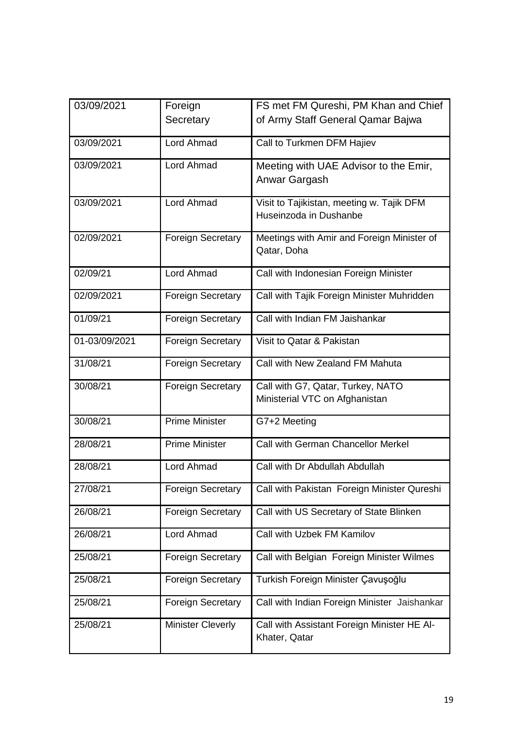| | | |
|---|---|---|
| 03/09/2021 | Foreign Secretary | FS met FM Qureshi, PM Khan and Chief of Army Staff General Qamar Bajwa |
| 03/09/2021 | Lord Ahmad | Call to Turkmen DFM Hajiev |
| 03/09/2021 | Lord Ahmad | Meeting with UAE Advisor to the Emir, Anwar Gargash |
| 03/09/2021 | Lord Ahmad | Visit to Tajikistan, meeting w. Tajik DFM Huseinzoda in Dushanbe |
| 02/09/2021 | Foreign Secretary | Meetings with Amir and Foreign Minister of Qatar, Doha |
| 02/09/21 | Lord Ahmad | Call with Indonesian Foreign Minister |
| 02/09/2021 | Foreign Secretary | Call with Tajik Foreign Minister Muhridden |
| 01/09/21 | Foreign Secretary | Call with Indian FM Jaishankar |
| 01-03/09/2021 | Foreign Secretary | Visit to Qatar & Pakistan |
| 31/08/21 | Foreign Secretary | Call with New Zealand FM Mahuta |
| 30/08/21 | Foreign Secretary | Call with G7, Qatar, Turkey, NATO Ministerial VTC on Afghanistan |
| 30/08/21 | Prime Minister | G7+2 Meeting |
| 28/08/21 | Prime Minister | Call with German Chancellor Merkel |
| 28/08/21 | Lord Ahmad | Call with Dr Abdullah Abdullah |
| 27/08/21 | Foreign Secretary | Call with Pakistan Foreign Minister Qureshi |
| 26/08/21 | Foreign Secretary | Call with US Secretary of State Blinken |
| 26/08/21 | Lord Ahmad | Call with Uzbek FM Kamilov |
| 25/08/21 | Foreign Secretary | Call with Belgian Foreign Minister Wilmes |
| 25/08/21 | Foreign Secretary | Turkish Foreign Minister Çavuşoğlu |
| 25/08/21 | Foreign Secretary | Call with Indian Foreign Minister Jaishankar |
| 25/08/21 | Minister Cleverly | Call with Assistant Foreign Minister HE Al-Khater, Qatar |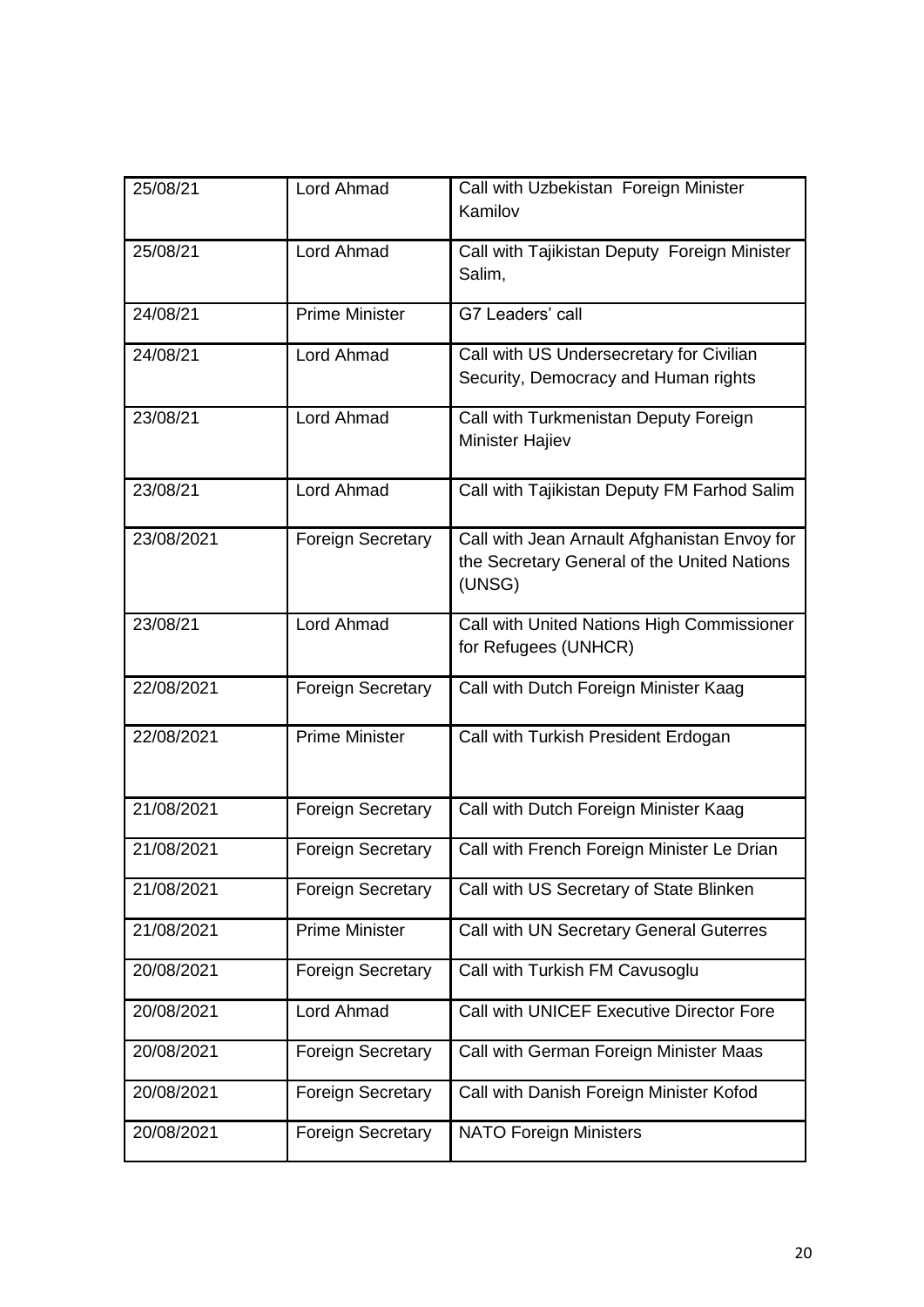| | | |
|---|---|---|
| 25/08/21 | Lord Ahmad | Call with Uzbekistan Foreign Minister Kamilov |
| 25/08/21 | Lord Ahmad | Call with Tajikistan Deputy Foreign Minister Salim, |
| 24/08/21 | Prime Minister | G7 Leaders' call |
| 24/08/21 | Lord Ahmad | Call with US Undersecretary for Civilian Security, Democracy and Human rights |
| 23/08/21 | Lord Ahmad | Call with Turkmenistan Deputy Foreign Minister Hajiev |
| 23/08/21 | Lord Ahmad | Call with Tajikistan Deputy FM Farhod Salim |
| 23/08/2021 | Foreign Secretary | Call with Jean Arnault Afghanistan Envoy for the Secretary General of the United Nations (UNSG) |
| 23/08/21 | Lord Ahmad | Call with United Nations High Commissioner for Refugees (UNHCR) |
| 22/08/2021 | Foreign Secretary | Call with Dutch Foreign Minister Kaag |
| 22/08/2021 | Prime Minister | Call with Turkish President Erdogan |
| 21/08/2021 | Foreign Secretary | Call with Dutch Foreign Minister Kaag |
| 21/08/2021 | Foreign Secretary | Call with French Foreign Minister Le Drian |
| 21/08/2021 | Foreign Secretary | Call with US Secretary of State Blinken |
| 21/08/2021 | Prime Minister | Call with UN Secretary General Guterres |
| 20/08/2021 | Foreign Secretary | Call with Turkish FM Cavusoglu |
| 20/08/2021 | Lord Ahmad | Call with UNICEF Executive Director Fore |
| 20/08/2021 | Foreign Secretary | Call with German Foreign Minister Maas |
| 20/08/2021 | Foreign Secretary | Call with Danish Foreign Minister Kofod |
| 20/08/2021 | Foreign Secretary | NATO Foreign Ministers |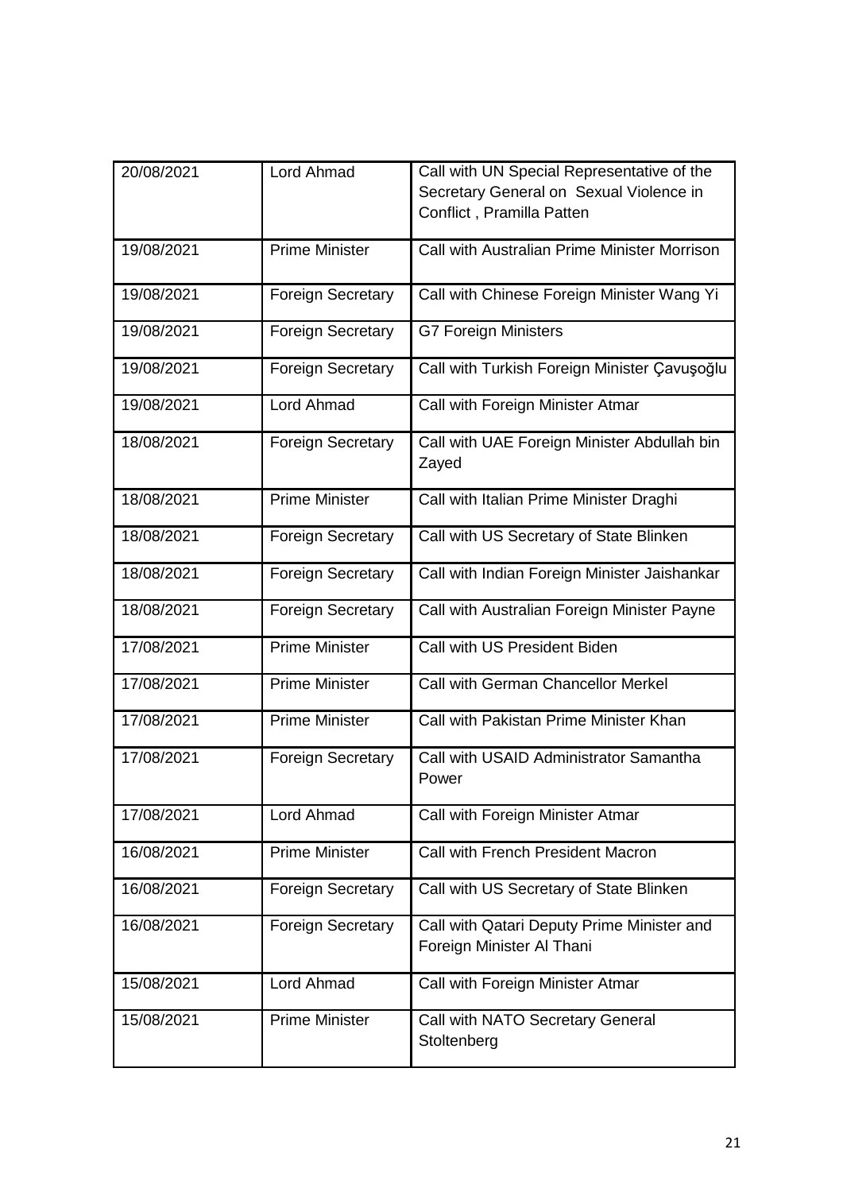| | | |
|---|---|---|
| 20/08/2021 | Lord Ahmad | Call with UN Special Representative of the Secretary General on Sexual Violence in Conflict , Pramilla Patten |
| 19/08/2021 | Prime Minister | Call with Australian Prime Minister Morrison |
| 19/08/2021 | Foreign Secretary | Call with Chinese Foreign Minister Wang Yi |
| 19/08/2021 | Foreign Secretary | G7 Foreign Ministers |
| 19/08/2021 | Foreign Secretary | Call with Turkish Foreign Minister Çavuşoğlu |
| 19/08/2021 | Lord Ahmad | Call with Foreign Minister Atmar |
| 18/08/2021 | Foreign Secretary | Call with UAE Foreign Minister Abdullah bin Zayed |
| 18/08/2021 | Prime Minister | Call with Italian Prime Minister Draghi |
| 18/08/2021 | Foreign Secretary | Call with US Secretary of State Blinken |
| 18/08/2021 | Foreign Secretary | Call with Indian Foreign Minister Jaishankar |
| 18/08/2021 | Foreign Secretary | Call with Australian Foreign Minister Payne |
| 17/08/2021 | Prime Minister | Call with US President Biden |
| 17/08/2021 | Prime Minister | Call with German Chancellor Merkel |
| 17/08/2021 | Prime Minister | Call with Pakistan Prime Minister Khan |
| 17/08/2021 | Foreign Secretary | Call with USAID Administrator Samantha Power |
| 17/08/2021 | Lord Ahmad | Call with Foreign Minister Atmar |
| 16/08/2021 | Prime Minister | Call with French President Macron |
| 16/08/2021 | Foreign Secretary | Call with US Secretary of State Blinken |
| 16/08/2021 | Foreign Secretary | Call with Qatari Deputy Prime Minister and Foreign Minister Al Thani |
| 15/08/2021 | Lord Ahmad | Call with Foreign Minister Atmar |
| 15/08/2021 | Prime Minister | Call with NATO Secretary General Stoltenberg |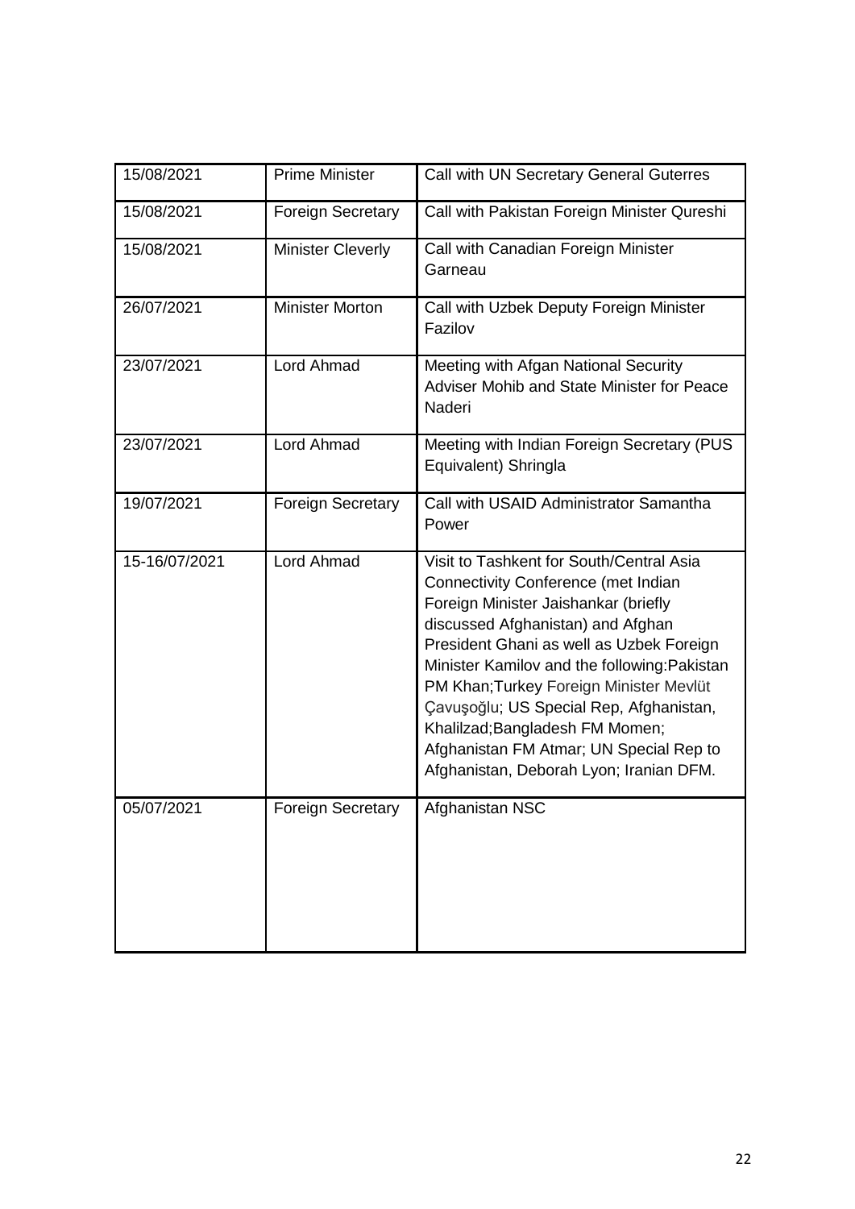| | | |
|---|---|---|
| 15/08/2021 | Prime Minister | Call with UN Secretary General Guterres |
| 15/08/2021 | Foreign Secretary | Call with Pakistan Foreign Minister Qureshi |
| 15/08/2021 | Minister Cleverly | Call with Canadian Foreign Minister Garneau |
| 26/07/2021 | Minister Morton | Call with Uzbek Deputy Foreign Minister Fazilov |
| 23/07/2021 | Lord Ahmad | Meeting with Afgan National Security Adviser Mohib and State Minister for Peace Naderi |
| 23/07/2021 | Lord Ahmad | Meeting with Indian Foreign Secretary (PUS Equivalent) Shringla |
| 19/07/2021 | Foreign Secretary | Call with USAID Administrator Samantha Power |
| 15-16/07/2021 | Lord Ahmad | Visit to Tashkent for South/Central Asia Connectivity Conference (met Indian Foreign Minister Jaishankar (briefly discussed Afghanistan) and Afghan President Ghani as well as Uzbek Foreign Minister Kamilov and the following:Pakistan PM Khan;Turkey Foreign Minister Mevlüt Çavuşoğlu; US Special Rep, Afghanistan, Khalilzad;Bangladesh FM Momen; Afghanistan FM Atmar; UN Special Rep to Afghanistan, Deborah Lyon; Iranian DFM. |
| 05/07/2021 | Foreign Secretary | Afghanistan NSC |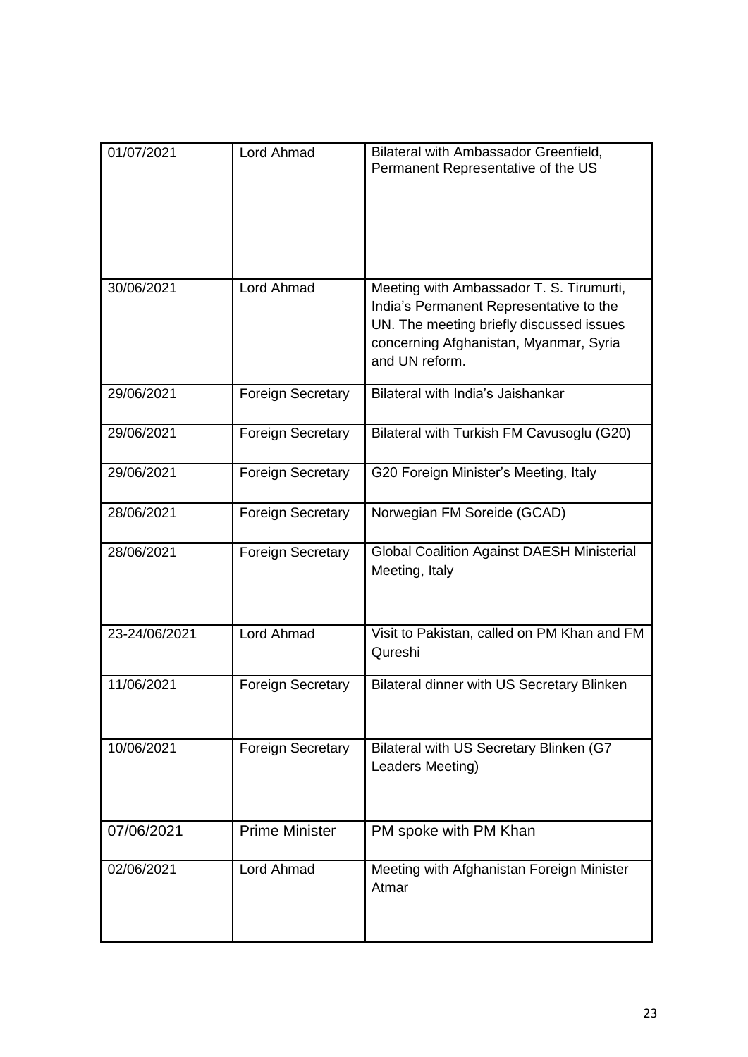| | | |
|---|---|---|
| 01/07/2021 | Lord Ahmad | Bilateral with Ambassador Greenfield, Permanent Representative of the US |
| 30/06/2021 | Lord Ahmad | Meeting with Ambassador T. S. Tirumurti, India's Permanent Representative to the UN. The meeting briefly discussed issues concerning Afghanistan, Myanmar, Syria and UN reform. |
| 29/06/2021 | Foreign Secretary | Bilateral with India's Jaishankar |
| 29/06/2021 | Foreign Secretary | Bilateral with Turkish FM Cavusoglu (G20) |
| 29/06/2021 | Foreign Secretary | G20 Foreign Minister's Meeting, Italy |
| 28/06/2021 | Foreign Secretary | Norwegian FM Soreide (GCAD) |
| 28/06/2021 | Foreign Secretary | Global Coalition Against DAESH Ministerial Meeting, Italy |
| 23-24/06/2021 | Lord Ahmad | Visit to Pakistan, called on PM Khan and FM Qureshi |
| 11/06/2021 | Foreign Secretary | Bilateral dinner with US Secretary Blinken |
| 10/06/2021 | Foreign Secretary | Bilateral with US Secretary Blinken (G7 Leaders Meeting) |
| 07/06/2021 | Prime Minister | PM spoke with PM Khan |
| 02/06/2021 | Lord Ahmad | Meeting with Afghanistan Foreign Minister Atmar |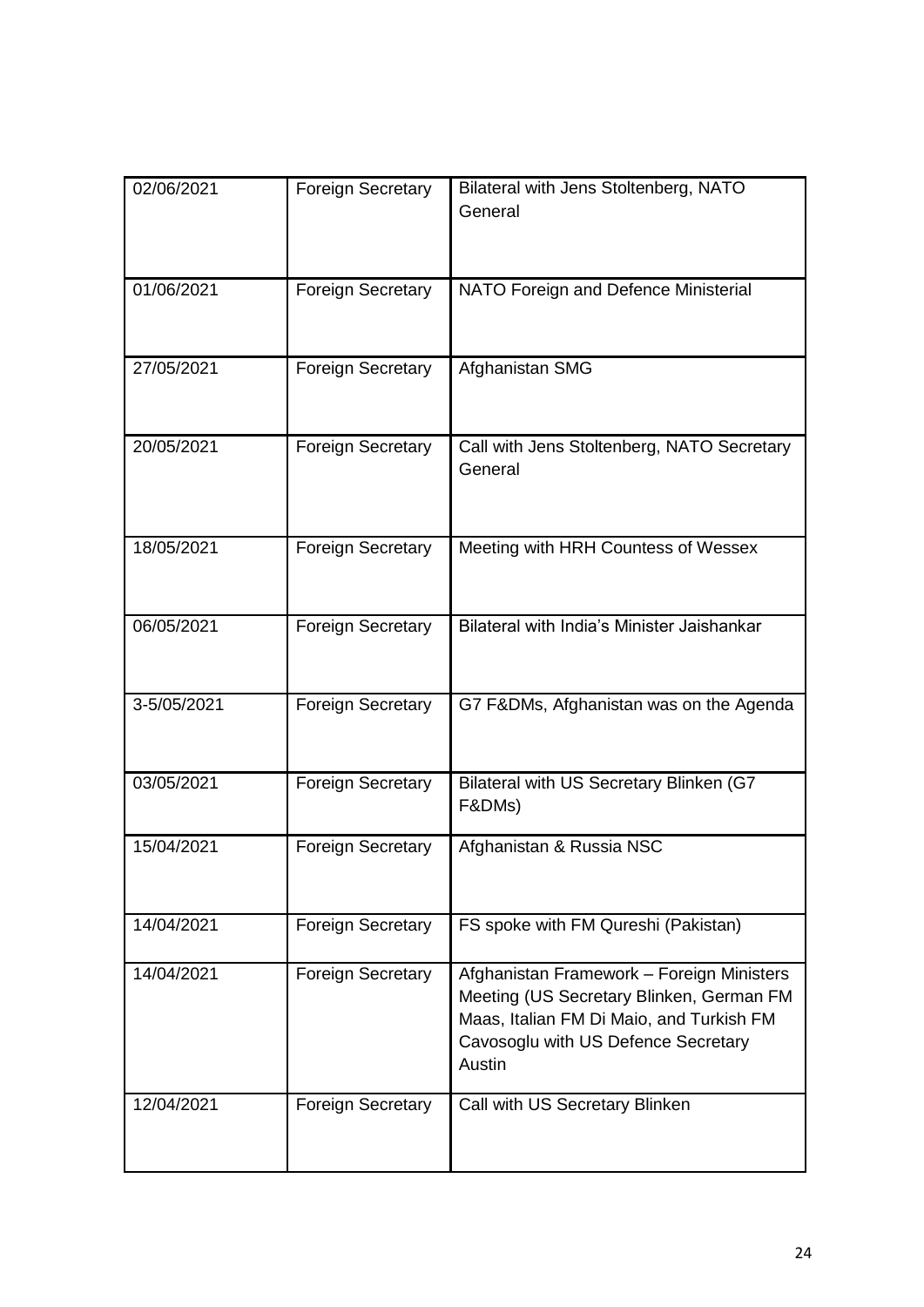| | | |
|---|---|---|
| 02/06/2021 | Foreign Secretary | Bilateral with Jens Stoltenberg, NATO General |
| 01/06/2021 | Foreign Secretary | NATO Foreign and Defence Ministerial |
| 27/05/2021 | Foreign Secretary | Afghanistan SMG |
| 20/05/2021 | Foreign Secretary | Call with Jens Stoltenberg, NATO Secretary General |
| 18/05/2021 | Foreign Secretary | Meeting with HRH Countess of Wessex |
| 06/05/2021 | Foreign Secretary | Bilateral with India's Minister Jaishankar |
| 3-5/05/2021 | Foreign Secretary | G7 F&DMs, Afghanistan was on the Agenda |
| 03/05/2021 | Foreign Secretary | Bilateral with US Secretary Blinken (G7 F&DMs) |
| 15/04/2021 | Foreign Secretary | Afghanistan & Russia NSC |
| 14/04/2021 | Foreign Secretary | FS spoke with FM Qureshi (Pakistan) |
| 14/04/2021 | Foreign Secretary | Afghanistan Framework – Foreign Ministers Meeting (US Secretary Blinken, German FM Maas, Italian FM Di Maio, and Turkish FM Cavosoglu with US Defence Secretary Austin |
| 12/04/2021 | Foreign Secretary | Call with US Secretary Blinken |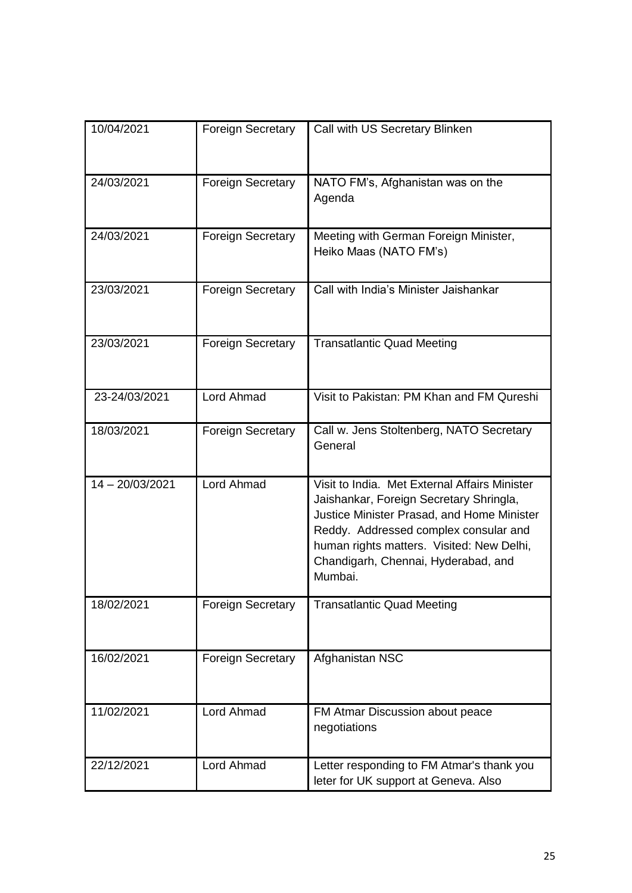| | | |
|---|---|---|
| 10/04/2021 | Foreign Secretary | Call with US Secretary Blinken |
| 24/03/2021 | Foreign Secretary | NATO FM's, Afghanistan was on the Agenda |
| 24/03/2021 | Foreign Secretary | Meeting with German Foreign Minister, Heiko Maas (NATO FM's) |
| 23/03/2021 | Foreign Secretary | Call with India's Minister Jaishankar |
| 23/03/2021 | Foreign Secretary | Transatlantic Quad Meeting |
| 23-24/03/2021 | Lord Ahmad | Visit to Pakistan: PM Khan and FM Qureshi |
| 18/03/2021 | Foreign Secretary | Call w. Jens Stoltenberg, NATO Secretary General |
| 14 – 20/03/2021 | Lord Ahmad | Visit to India. Met External Affairs Minister Jaishankar, Foreign Secretary Shringla, Justice Minister Prasad, and Home Minister Reddy. Addressed complex consular and human rights matters. Visited: New Delhi, Chandigarh, Chennai, Hyderabad, and Mumbai. |
| 18/02/2021 | Foreign Secretary | Transatlantic Quad Meeting |
| 16/02/2021 | Foreign Secretary | Afghanistan NSC |
| 11/02/2021 | Lord Ahmad | FM Atmar Discussion about peace negotiations |
| 22/12/2021 | Lord Ahmad | Letter responding to FM Atmar's thank you leter for UK support at Geneva. Also |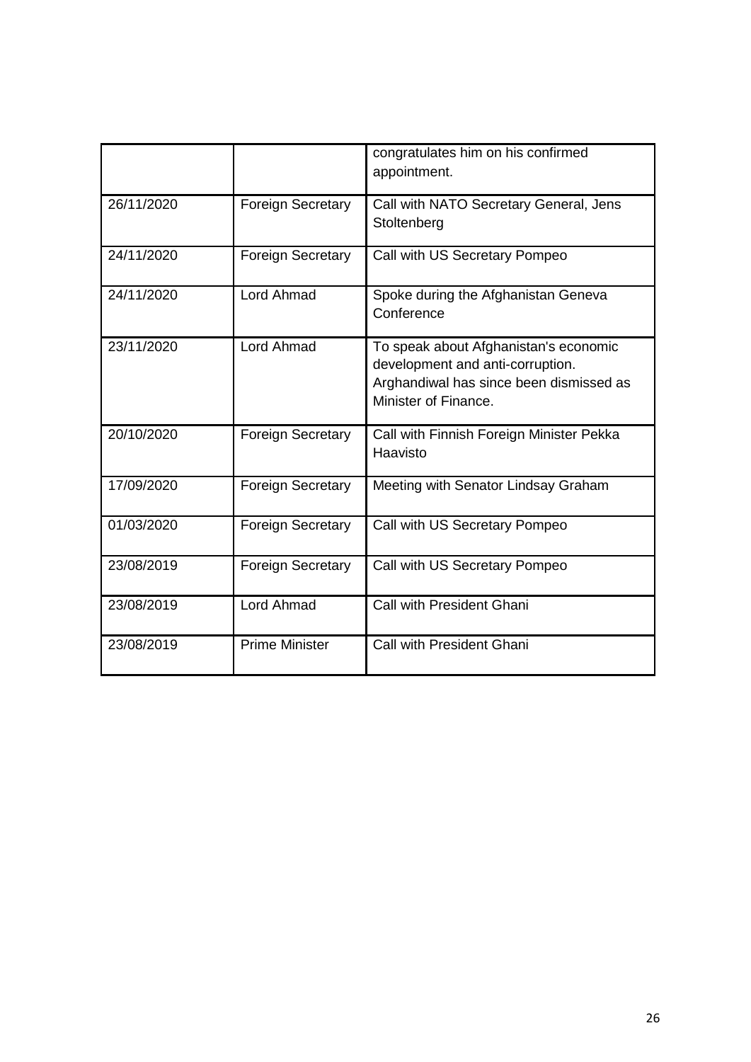| | | |
|---|---|---|
| | | congratulates him on his confirmed appointment. |
| 26/11/2020 | Foreign Secretary | Call with NATO Secretary General, Jens Stoltenberg |
| 24/11/2020 | Foreign Secretary | Call with US Secretary Pompeo |
| 24/11/2020 | Lord Ahmad | Spoke during the Afghanistan Geneva Conference |
| 23/11/2020 | Lord Ahmad | To speak about Afghanistan's economic development and anti-corruption. Arghandiwal has since been dismissed as Minister of Finance. |
| 20/10/2020 | Foreign Secretary | Call with Finnish Foreign Minister Pekka Haavisto |
| 17/09/2020 | Foreign Secretary | Meeting with Senator Lindsay Graham |
| 01/03/2020 | Foreign Secretary | Call with US Secretary Pompeo |
| 23/08/2019 | Foreign Secretary | Call with US Secretary Pompeo |
| 23/08/2019 | Lord Ahmad | Call with President Ghani |
| 23/08/2019 | Prime Minister | Call with President Ghani |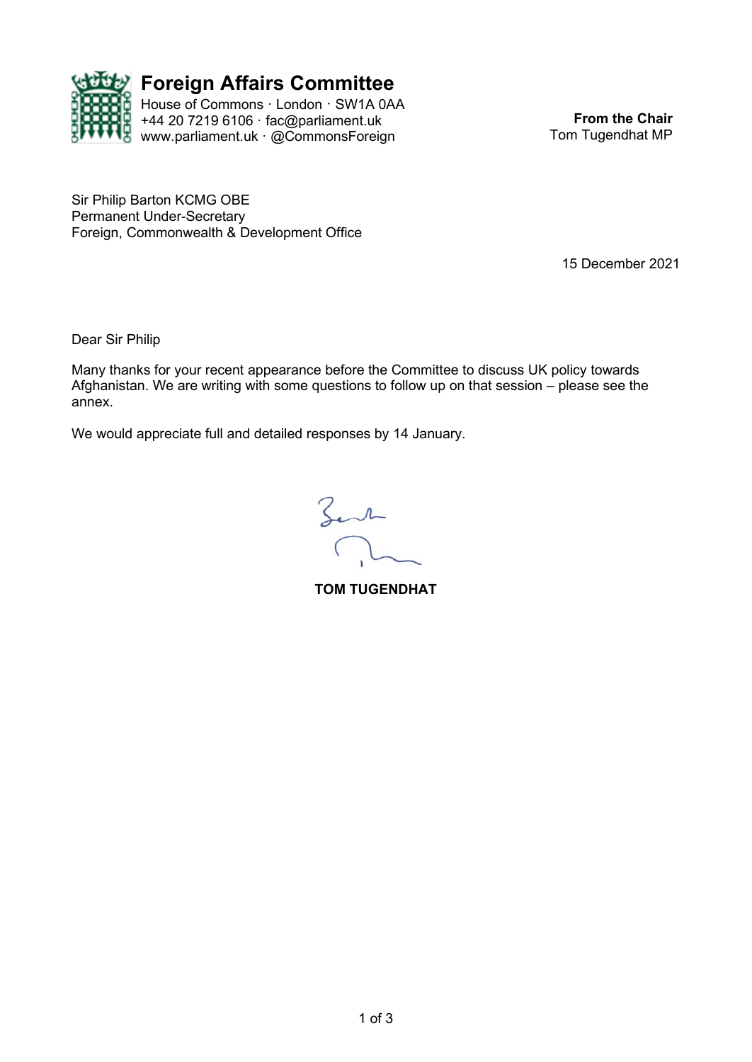# Foreign Affairs Committee

House of Commons · London · SW1A 0AA
+44 20 7219 6106 · fac@parliament.uk
www.parliament.uk · @CommonsForeign

**From the Chair**
Tom Tugendhat MP

Sir Philip Barton KCMG OBE
Permanent Under-Secretary
Foreign, Commonwealth & Development Office

15 December 2021

Dear Sir Philip

Many thanks for your recent appearance before the Committee to discuss UK policy towards Afghanistan. We are writing with some questions to follow up on that session – please see the annex.

We would appreciate full and detailed responses by 14 January.

**TOM TUGENDHAT**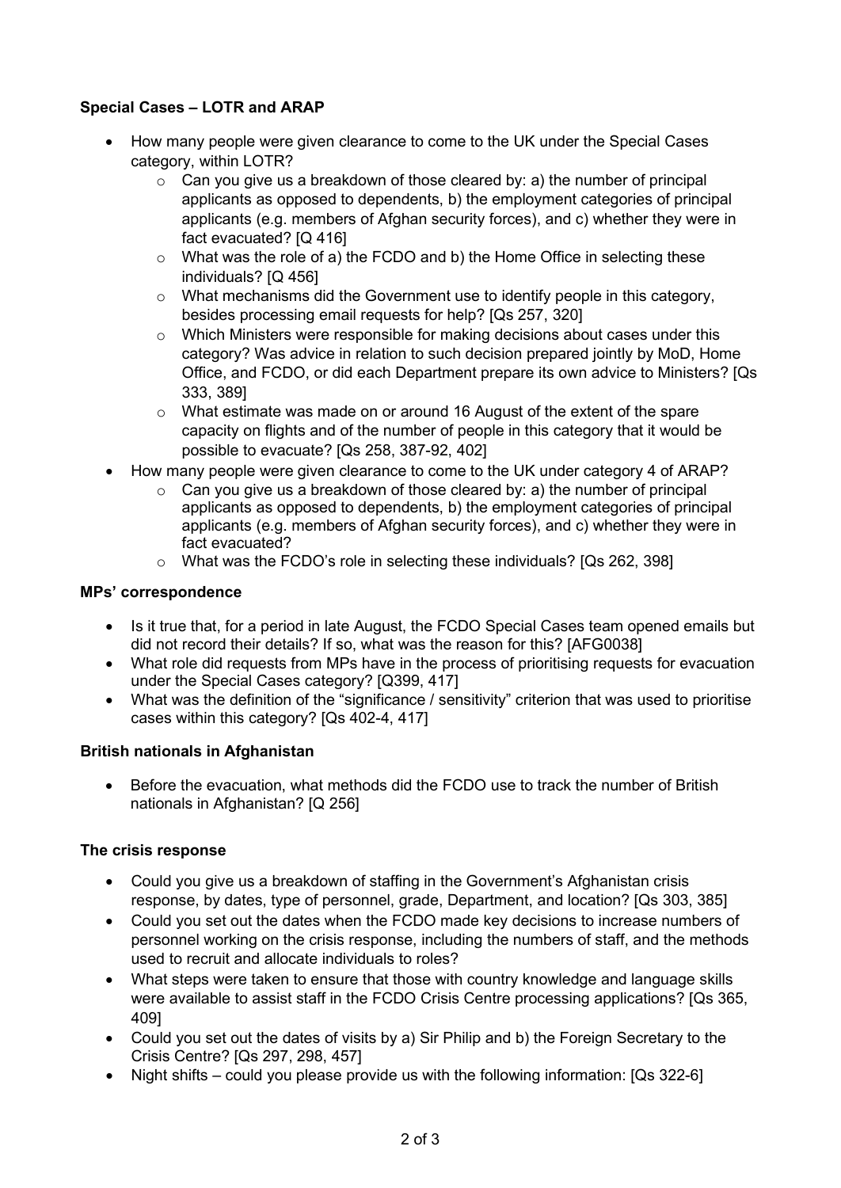**Special Cases – LOTR and ARAP**

- How many people were given clearance to come to the UK under the Special Cases category, within LOTR?
  - Can you give us a breakdown of those cleared by: a) the number of principal applicants as opposed to dependents, b) the employment categories of principal applicants (e.g. members of Afghan security forces), and c) whether they were in fact evacuated? [Q 416]
  - What was the role of a) the FCDO and b) the Home Office in selecting these individuals? [Q 456]
  - What mechanisms did the Government use to identify people in this category, besides processing email requests for help? [Qs 257, 320]
  - Which Ministers were responsible for making decisions about cases under this category? Was advice in relation to such decision prepared jointly by MoD, Home Office, and FCDO, or did each Department prepare its own advice to Ministers? [Qs 333, 389]
  - What estimate was made on or around 16 August of the extent of the spare capacity on flights and of the number of people in this category that it would be possible to evacuate? [Qs 258, 387-92, 402]
- How many people were given clearance to come to the UK under category 4 of ARAP?
  - Can you give us a breakdown of those cleared by: a) the number of principal applicants as opposed to dependents, b) the employment categories of principal applicants (e.g. members of Afghan security forces), and c) whether they were in fact evacuated?
  - What was the FCDO's role in selecting these individuals? [Qs 262, 398]

**MPs' correspondence**

- Is it true that, for a period in late August, the FCDO Special Cases team opened emails but did not record their details? If so, what was the reason for this? [AFG0038]
- What role did requests from MPs have in the process of prioritising requests for evacuation under the Special Cases category? [Q399, 417]
- What was the definition of the "significance / sensitivity" criterion that was used to prioritise cases within this category? [Qs 402-4, 417]

**British nationals in Afghanistan**

- Before the evacuation, what methods did the FCDO use to track the number of British nationals in Afghanistan? [Q 256]

**The crisis response**

- Could you give us a breakdown of staffing in the Government's Afghanistan crisis response, by dates, type of personnel, grade, Department, and location? [Qs 303, 385]
- Could you set out the dates when the FCDO made key decisions to increase numbers of personnel working on the crisis response, including the numbers of staff, and the methods used to recruit and allocate individuals to roles?
- What steps were taken to ensure that those with country knowledge and language skills were available to assist staff in the FCDO Crisis Centre processing applications? [Qs 365, 409]
- Could you set out the dates of visits by a) Sir Philip and b) the Foreign Secretary to the Crisis Centre? [Qs 297, 298, 457]
- Night shifts – could you please provide us with the following information: [Qs 322-6]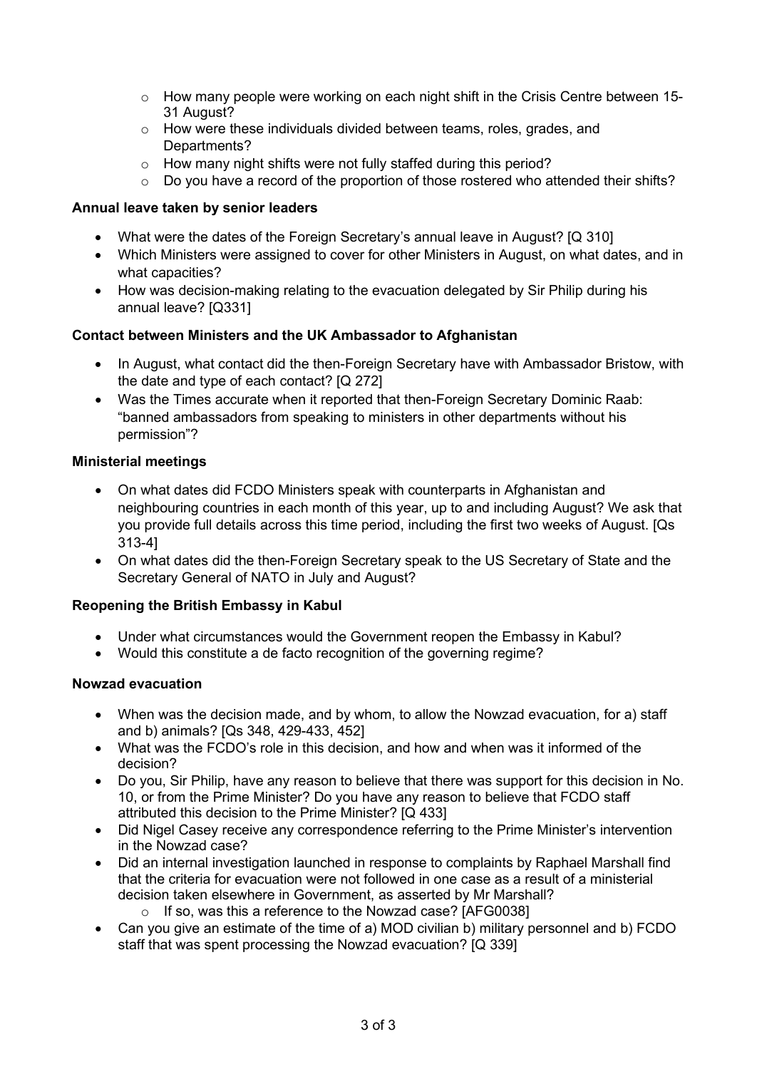- How many people were working on each night shift in the Crisis Centre between 15-31 August?
  - How were these individuals divided between teams, roles, grades, and Departments?
  - How many night shifts were not fully staffed during this period?
  - Do you have a record of the proportion of those rostered who attended their shifts?

**Annual leave taken by senior leaders**

- What were the dates of the Foreign Secretary's annual leave in August? [Q 310]
- Which Ministers were assigned to cover for other Ministers in August, on what dates, and in what capacities?
- How was decision-making relating to the evacuation delegated by Sir Philip during his annual leave? [Q331]

**Contact between Ministers and the UK Ambassador to Afghanistan**

- In August, what contact did the then-Foreign Secretary have with Ambassador Bristow, with the date and type of each contact? [Q 272]
- Was the Times accurate when it reported that then-Foreign Secretary Dominic Raab: "banned ambassadors from speaking to ministers in other departments without his permission"?

**Ministerial meetings**

- On what dates did FCDO Ministers speak with counterparts in Afghanistan and neighbouring countries in each month of this year, up to and including August? We ask that you provide full details across this time period, including the first two weeks of August. [Qs 313-4]
- On what dates did the then-Foreign Secretary speak to the US Secretary of State and the Secretary General of NATO in July and August?

**Reopening the British Embassy in Kabul**

- Under what circumstances would the Government reopen the Embassy in Kabul?
- Would this constitute a de facto recognition of the governing regime?

**Nowzad evacuation**

- When was the decision made, and by whom, to allow the Nowzad evacuation, for a) staff and b) animals? [Qs 348, 429-433, 452]
- What was the FCDO's role in this decision, and how and when was it informed of the decision?
- Do you, Sir Philip, have any reason to believe that there was support for this decision in No. 10, or from the Prime Minister? Do you have any reason to believe that FCDO staff attributed this decision to the Prime Minister? [Q 433]
- Did Nigel Casey receive any correspondence referring to the Prime Minister's intervention in the Nowzad case?
- Did an internal investigation launched in response to complaints by Raphael Marshall find that the criteria for evacuation were not followed in one case as a result of a ministerial decision taken elsewhere in Government, as asserted by Mr Marshall?
  - If so, was this a reference to the Nowzad case? [AFG0038]
- Can you give an estimate of the time of a) MOD civilian b) military personnel and b) FCDO staff that was spent processing the Nowzad evacuation? [Q 339]